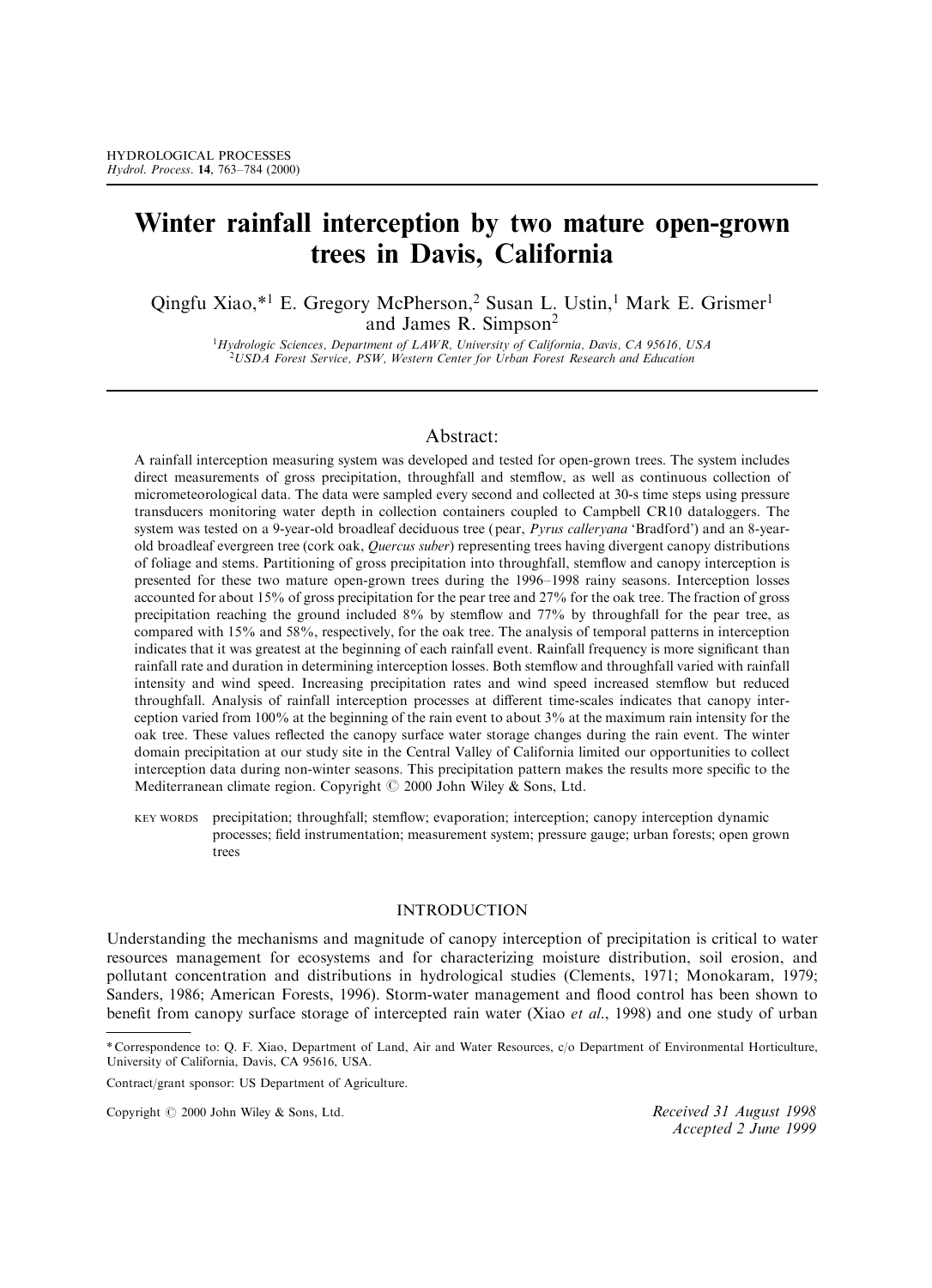HYDROLOGICAL PROCESSES
*Hydrol. Process.* **14**, 763–784 (2000)

# Winter rainfall interception by two mature open-grown trees in Davis, California

Qingfu Xiao,*[1] E. Gregory McPherson,[2] Susan L. Ustin,[1] Mark E. Grismer[1] and James R. Simpson[2]

[1]*Hydrologic Sciences, Department of LAWR, University of California, Davis, CA 95616, USA*
[2]*USDA Forest Service, PSW, Western Center for Urban Forest Research and Education*

## Abstract:

A rainfall interception measuring system was developed and tested for open-grown trees. The system includes direct measurements of gross precipitation, throughfall and stemflow, as well as continuous collection of micrometeorological data. The data were sampled every second and collected at 30-s time steps using pressure transducers monitoring water depth in collection containers coupled to Campbell CR10 dataloggers. The system was tested on a 9-year-old broadleaf deciduous tree (pear, *Pyrus calleryana* 'Bradford') and an 8-year-old broadleaf evergreen tree (cork oak, *Quercus suber*) representing trees having divergent canopy distributions of foliage and stems. Partitioning of gross precipitation into throughfall, stemflow and canopy interception is presented for these two mature open-grown trees during the 1996–1998 rainy seasons. Interception losses accounted for about 15% of gross precipitation for the pear tree and 27% for the oak tree. The fraction of gross precipitation reaching the ground included 8% by stemflow and 77% by throughfall for the pear tree, as compared with 15% and 58%, respectively, for the oak tree. The analysis of temporal patterns in interception indicates that it was greatest at the beginning of each rainfall event. Rainfall frequency is more significant than rainfall rate and duration in determining interception losses. Both stemflow and throughfall varied with rainfall intensity and wind speed. Increasing precipitation rates and wind speed increased stemflow but reduced throughfall. Analysis of rainfall interception processes at different time-scales indicates that canopy interception varied from 100% at the beginning of the rain event to about 3% at the maximum rain intensity for the oak tree. These values reflected the canopy surface water storage changes during the rain event. The winter domain precipitation at our study site in the Central Valley of California limited our opportunities to collect interception data during non-winter seasons. This precipitation pattern makes the results more specific to the Mediterranean climate region. Copyright © 2000 John Wiley & Sons, Ltd.

KEY WORDS precipitation; throughfall; stemflow; evaporation; interception; canopy interception dynamic processes; field instrumentation; measurement system; pressure gauge; urban forests; open grown trees

## INTRODUCTION

Understanding the mechanisms and magnitude of canopy interception of precipitation is critical to water resources management for ecosystems and for characterizing moisture distribution, soil erosion, and pollutant concentration and distributions in hydrological studies (Clements, 1971; Monokaram, 1979; Sanders, 1986; American Forests, 1996). Storm-water management and flood control has been shown to benefit from canopy surface storage of intercepted rain water (Xiao *et al.*, 1998) and one study of urban

---

* Correspondence to: Q. F. Xiao, Department of Land, Air and Water Resources, c/o Department of Environmental Horticulture, University of California, Davis, CA 95616, USA.

Contract/grant sponsor: US Department of Agriculture.

Copyright © 2000 John Wiley & Sons, Ltd.

*Received 31 August 1998*
*Accepted 2 June 1999*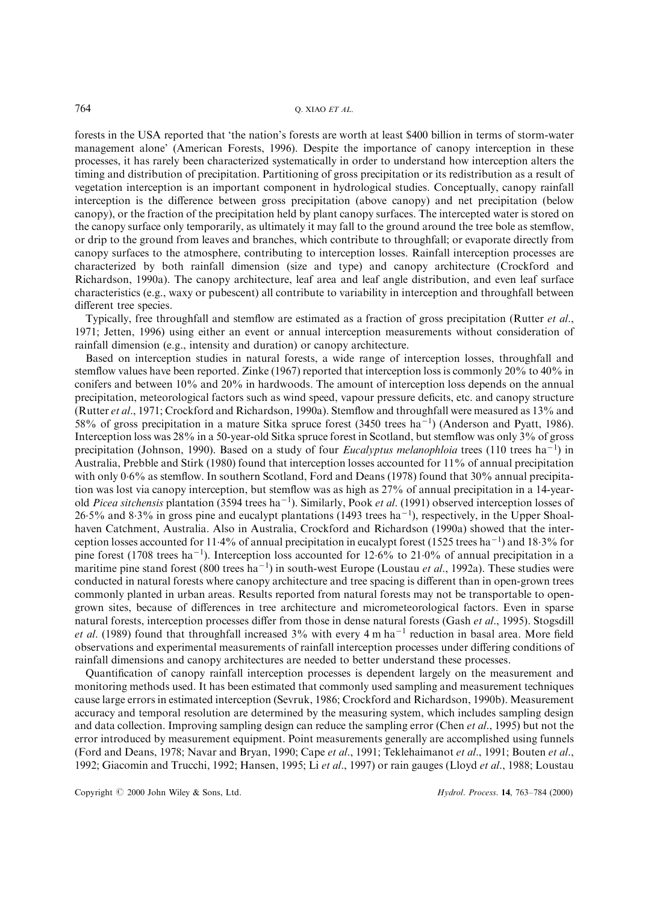forests in the USA reported that 'the nation's forests are worth at least \$400 billion in terms of storm-water management alone' (American Forests, 1996). Despite the importance of canopy interception in these processes, it has rarely been characterized systematically in order to understand how interception alters the timing and distribution of precipitation. Partitioning of gross precipitation or its redistribution as a result of vegetation interception is an important component in hydrological studies. Conceptually, canopy rainfall interception is the difference between gross precipitation (above canopy) and net precipitation (below canopy), or the fraction of the precipitation held by plant canopy surfaces. The intercepted water is stored on the canopy surface only temporarily, as ultimately it may fall to the ground around the tree bole as stemflow, or drip to the ground from leaves and branches, which contribute to throughfall; or evaporate directly from canopy surfaces to the atmosphere, contributing to interception losses. Rainfall interception processes are characterized by both rainfall dimension (size and type) and canopy architecture (Crockford and Richardson, 1990a). The canopy architecture, leaf area and leaf angle distribution, and even leaf surface characteristics (e.g., waxy or pubescent) all contribute to variability in interception and throughfall between different tree species.

Typically, free throughfall and stemflow are estimated as a fraction of gross precipitation (Rutter *et al.*, 1971; Jetten, 1996) using either an event or annual interception measurements without consideration of rainfall dimension (e.g., intensity and duration) or canopy architecture.

Based on interception studies in natural forests, a wide range of interception losses, throughfall and stemflow values have been reported. Zinke (1967) reported that interception loss is commonly 20% to 40% in conifers and between 10% and 20% in hardwoods. The amount of interception loss depends on the annual precipitation, meteorological factors such as wind speed, vapour pressure deficits, etc. and canopy structure (Rutter *et al.*, 1971; Crockford and Richardson, 1990a). Stemflow and throughfall were measured as 13% and 58% of gross precipitation in a mature Sitka spruce forest (3450 trees $ha^{-1}$) (Anderson and Pyatt, 1986). Interception loss was 28% in a 50-year-old Sitka spruce forest in Scotland, but stemflow was only 3% of gross precipitation (Johnson, 1990). Based on a study of four *Eucalyptus melanophloia* trees (110 trees $ha^{-1}$) in Australia, Prebble and Stirk (1980) found that interception losses accounted for 11% of annual precipitation with only 0·6% as stemflow. In southern Scotland, Ford and Deans (1978) found that 30% annual precipitation was lost via canopy interception, but stemflow was as high as 27% of annual precipitation in a 14-year-old *Picea sitchensis* plantation (3594 trees $ha^{-1}$). Similarly, Pook *et al.* (1991) observed interception losses of 26·5% and 8·3% in gross pine and eucalypt plantations (1493 trees $ha^{-1}$), respectively, in the Upper Shoalhaven Catchment, Australia. Also in Australia, Crockford and Richardson (1990a) showed that the interception losses accounted for 11·4% of annual precipitation in eucalypt forest (1525 trees $ha^{-1}$) and 18·3% for pine forest (1708 trees $ha^{-1}$). Interception loss accounted for 12·6% to 21·0% of annual precipitation in a maritime pine stand forest (800 trees $ha^{-1}$) in south-west Europe (Loustau *et al.*, 1992a). These studies were conducted in natural forests where canopy architecture and tree spacing is different than in open-grown trees commonly planted in urban areas. Results reported from natural forests may not be transportable to open-grown sites, because of differences in tree architecture and micrometeorological factors. Even in sparse natural forests, interception processes differ from those in dense natural forests (Gash *et al.*, 1995). Stogsdill *et al.* (1989) found that throughfall increased 3% with every 4 m $ha^{-1}$ reduction in basal area. More field observations and experimental measurements of rainfall interception processes under differing conditions of rainfall dimensions and canopy architectures are needed to better understand these processes.

Quantification of canopy rainfall interception processes is dependent largely on the measurement and monitoring methods used. It has been estimated that commonly used sampling and measurement techniques cause large errors in estimated interception (Sevruk, 1986; Crockford and Richardson, 1990b). Measurement accuracy and temporal resolution are determined by the measuring system, which includes sampling design and data collection. Improving sampling design can reduce the sampling error (Chen *et al.*, 1995) but not the error introduced by measurement equipment. Point measurements generally are accomplished using funnels (Ford and Deans, 1978; Navar and Bryan, 1990; Cape *et al.*, 1991; Teklehaimanot *et al.*, 1991; Bouten *et al.*, 1992; Giacomin and Trucchi, 1992; Hansen, 1995; Li *et al.*, 1997) or rain gauges (Lloyd *et al.*, 1988; Loustau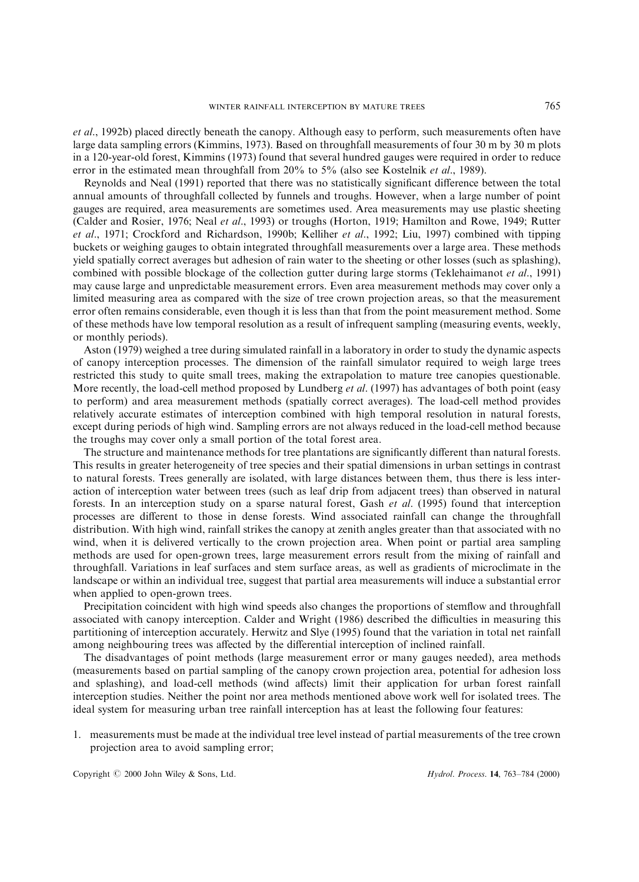*et al.*, 1992b) placed directly beneath the canopy. Although easy to perform, such measurements often have large data sampling errors (Kimmins, 1973). Based on throughfall measurements of four 30 m by 30 m plots in a 120-year-old forest, Kimmins (1973) found that several hundred gauges were required in order to reduce error in the estimated mean throughfall from 20% to 5% (also see Kostelnik *et al.*, 1989).

Reynolds and Neal (1991) reported that there was no statistically significant difference between the total annual amounts of throughfall collected by funnels and troughs. However, when a large number of point gauges are required, area measurements are sometimes used. Area measurements may use plastic sheeting (Calder and Rosier, 1976; Neal *et al.*, 1993) or troughs (Horton, 1919; Hamilton and Rowe, 1949; Rutter *et al.*, 1971; Crockford and Richardson, 1990b; Kelliher *et al.*, 1992; Liu, 1997) combined with tipping buckets or weighing gauges to obtain integrated throughfall measurements over a large area. These methods yield spatially correct averages but adhesion of rain water to the sheeting or other losses (such as splashing), combined with possible blockage of the collection gutter during large storms (Teklehaimanot *et al.*, 1991) may cause large and unpredictable measurement errors. Even area measurement methods may cover only a limited measuring area as compared with the size of tree crown projection areas, so that the measurement error often remains considerable, even though it is less than that from the point measurement method. Some of these methods have low temporal resolution as a result of infrequent sampling (measuring events, weekly, or monthly periods).

Aston (1979) weighed a tree during simulated rainfall in a laboratory in order to study the dynamic aspects of canopy interception processes. The dimension of the rainfall simulator required to weigh large trees restricted this study to quite small trees, making the extrapolation to mature tree canopies questionable. More recently, the load-cell method proposed by Lundberg *et al.* (1997) has advantages of both point (easy to perform) and area measurement methods (spatially correct averages). The load-cell method provides relatively accurate estimates of interception combined with high temporal resolution in natural forests, except during periods of high wind. Sampling errors are not always reduced in the load-cell method because the troughs may cover only a small portion of the total forest area.

The structure and maintenance methods for tree plantations are significantly different than natural forests. This results in greater heterogeneity of tree species and their spatial dimensions in urban settings in contrast to natural forests. Trees generally are isolated, with large distances between them, thus there is less interaction of interception water between trees (such as leaf drip from adjacent trees) than observed in natural forests. In an interception study on a sparse natural forest, Gash *et al.* (1995) found that interception processes are different to those in dense forests. Wind associated rainfall can change the throughfall distribution. With high wind, rainfall strikes the canopy at zenith angles greater than that associated with no wind, when it is delivered vertically to the crown projection area. When point or partial area sampling methods are used for open-grown trees, large measurement errors result from the mixing of rainfall and throughfall. Variations in leaf surfaces and stem surface areas, as well as gradients of microclimate in the landscape or within an individual tree, suggest that partial area measurements will induce a substantial error when applied to open-grown trees.

Precipitation coincident with high wind speeds also changes the proportions of stemflow and throughfall associated with canopy interception. Calder and Wright (1986) described the difficulties in measuring this partitioning of interception accurately. Herwitz and Slye (1995) found that the variation in total net rainfall among neighbouring trees was affected by the differential interception of inclined rainfall.

The disadvantages of point methods (large measurement error or many gauges needed), area methods (measurements based on partial sampling of the canopy crown projection area, potential for adhesion loss and splashing), and load-cell methods (wind affects) limit their application for urban forest rainfall interception studies. Neither the point nor area methods mentioned above work well for isolated trees. The ideal system for measuring urban tree rainfall interception has at least the following four features:

1. measurements must be made at the individual tree level instead of partial measurements of the tree crown projection area to avoid sampling error;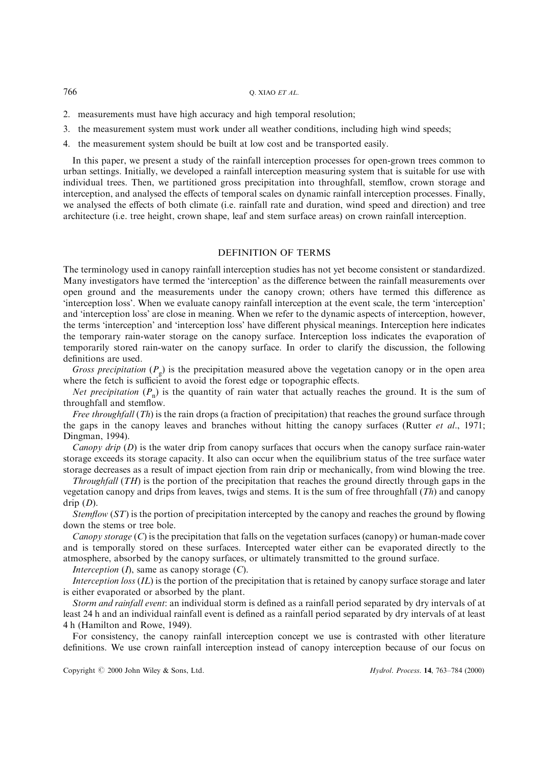2. measurements must have high accuracy and high temporal resolution;
3. the measurement system must work under all weather conditions, including high wind speeds;
4. the measurement system should be built at low cost and be transported easily.

In this paper, we present a study of the rainfall interception processes for open-grown trees common to urban settings. Initially, we developed a rainfall interception measuring system that is suitable for use with individual trees. Then, we partitioned gross precipitation into throughfall, stemflow, crown storage and interception, and analysed the effects of temporal scales on dynamic rainfall interception processes. Finally, we analysed the effects of both climate (i.e. rainfall rate and duration, wind speed and direction) and tree architecture (i.e. tree height, crown shape, leaf and stem surface areas) on crown rainfall interception.

## DEFINITION OF TERMS

The terminology used in canopy rainfall interception studies has not yet become consistent or standardized. Many investigators have termed the 'interception' as the difference between the rainfall measurements over open ground and the measurements under the canopy crown; others have termed this difference as 'interception loss'. When we evaluate canopy rainfall interception at the event scale, the term 'interception' and 'interception loss' are close in meaning. When we refer to the dynamic aspects of interception, however, the terms 'interception' and 'interception loss' have different physical meanings. Interception here indicates the temporary rain-water storage on the canopy surface. Interception loss indicates the evaporation of temporarily stored rain-water on the canopy surface. In order to clarify the discussion, the following definitions are used.

*Gross precipitation* ($P_g$) is the precipitation measured above the vegetation canopy or in the open area where the fetch is sufficient to avoid the forest edge or topographic effects.

*Net precipitation* ($P_n$) is the quantity of rain water that actually reaches the ground. It is the sum of throughfall and stemflow.

*Free throughfall* (*Th*) is the rain drops (a fraction of precipitation) that reaches the ground surface through the gaps in the canopy leaves and branches without hitting the canopy surfaces (Rutter *et al*., 1971; Dingman, 1994).

*Canopy drip* (*D*) is the water drip from canopy surfaces that occurs when the canopy surface rain-water storage exceeds its storage capacity. It also can occur when the equilibrium status of the tree surface water storage decreases as a result of impact ejection from rain drip or mechanically, from wind blowing the tree.

*Throughfall* (*TH*) is the portion of the precipitation that reaches the ground directly through gaps in the vegetation canopy and drips from leaves, twigs and stems. It is the sum of free throughfall (*Th*) and canopy drip (*D*).

*Stemflow* (*ST*) is the portion of precipitation intercepted by the canopy and reaches the ground by flowing down the stems or tree bole.

*Canopy storage* (*C*) is the precipitation that falls on the vegetation surfaces (canopy) or human-made cover and is temporally stored on these surfaces. Intercepted water either can be evaporated directly to the atmosphere, absorbed by the canopy surfaces, or ultimately transmitted to the ground surface.

*Interception* (*I*), same as canopy storage (*C*).

*Interception loss* (*IL*) is the portion of the precipitation that is retained by canopy surface storage and later is either evaporated or absorbed by the plant.

*Storm and rainfall event*: an individual storm is defined as a rainfall period separated by dry intervals of at least 24 h and an individual rainfall event is defined as a rainfall period separated by dry intervals of at least 4 h (Hamilton and Rowe, 1949).

For consistency, the canopy rainfall interception concept we use is contrasted with other literature definitions. We use crown rainfall interception instead of canopy interception because of our focus on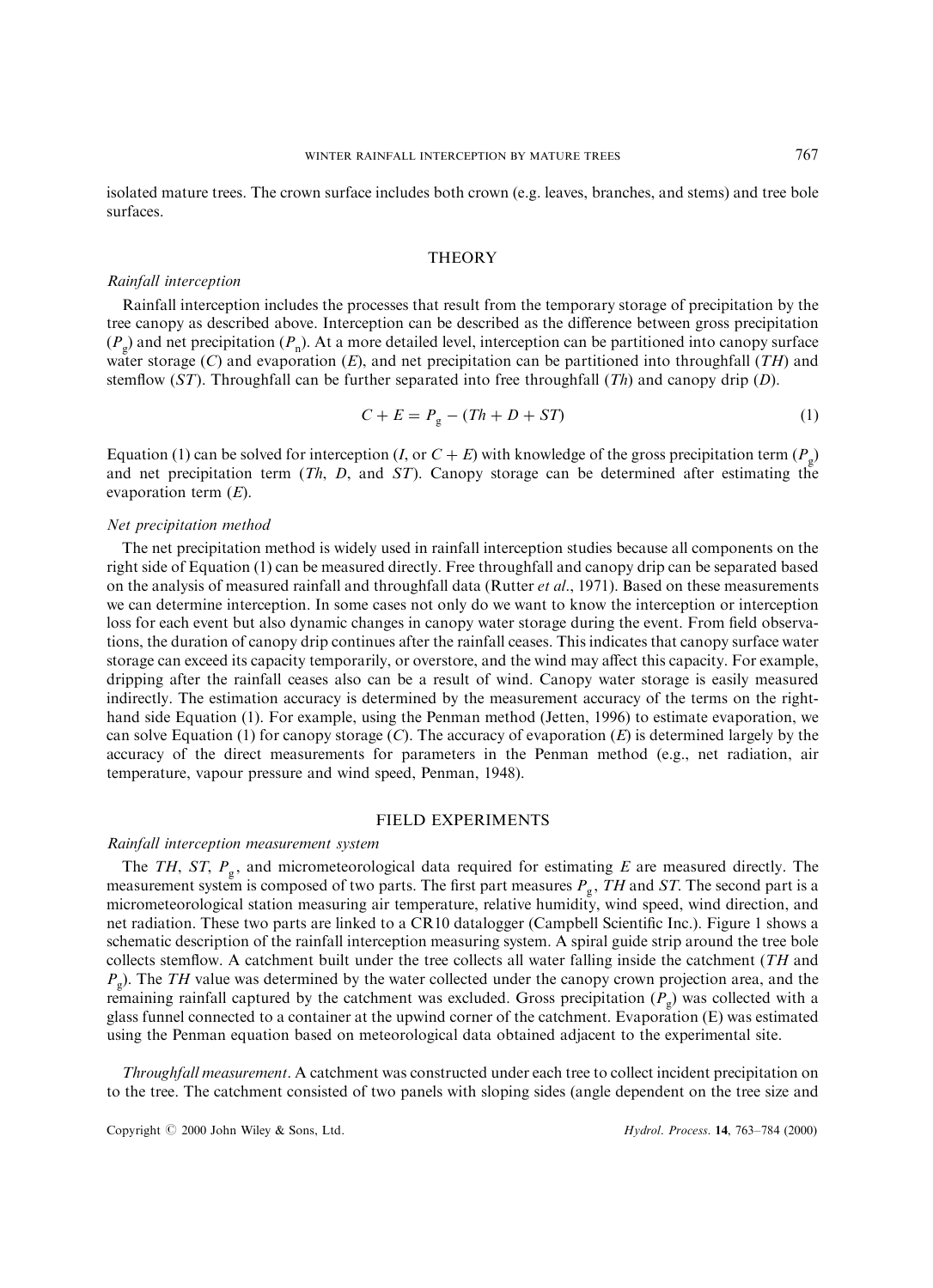isolated mature trees. The crown surface includes both crown (e.g. leaves, branches, and stems) and tree bole surfaces.

## THEORY

### *Rainfall interception*

Rainfall interception includes the processes that result from the temporary storage of precipitation by the tree canopy as described above. Interception can be described as the difference between gross precipitation ($P_g$) and net precipitation ($P_n$). At a more detailed level, interception can be partitioned into canopy surface water storage ($C$) and evaporation ($E$), and net precipitation can be partitioned into throughfall ($TH$) and stemflow ($ST$). Throughfall can be further separated into free throughfall ($Th$) and canopy drip ($D$).

$$C + E = P_g - (Th + D + ST) \tag{1}$$

Equation (1) can be solved for interception ($I$, or $C + E$) with knowledge of the gross precipitation term ($P_g$) and net precipitation term ($Th$, $D$, and $ST$). Canopy storage can be determined after estimating the evaporation term ($E$).

### *Net precipitation method*

The net precipitation method is widely used in rainfall interception studies because all components on the right side of Equation (1) can be measured directly. Free throughfall and canopy drip can be separated based on the analysis of measured rainfall and throughfall data (Rutter *et al.*, 1971). Based on these measurements we can determine interception. In some cases not only do we want to know the interception or interception loss for each event but also dynamic changes in canopy water storage during the event. From field observations, the duration of canopy drip continues after the rainfall ceases. This indicates that canopy surface water storage can exceed its capacity temporarily, or overstore, and the wind may affect this capacity. For example, dripping after the rainfall ceases also can be a result of wind. Canopy water storage is easily measured indirectly. The estimation accuracy is determined by the measurement accuracy of the terms on the right-hand side Equation (1). For example, using the Penman method (Jetten, 1996) to estimate evaporation, we can solve Equation (1) for canopy storage ($C$). The accuracy of evaporation ($E$) is determined largely by the accuracy of the direct measurements for parameters in the Penman method (e.g., net radiation, air temperature, vapour pressure and wind speed, Penman, 1948).

## FIELD EXPERIMENTS

### *Rainfall interception measurement system*

The $TH$, $ST$, $P_g$, and micrometeorological data required for estimating $E$ are measured directly. The measurement system is composed of two parts. The first part measures $P_g$, $TH$ and $ST$. The second part is a micrometeorological station measuring air temperature, relative humidity, wind speed, wind direction, and net radiation. These two parts are linked to a CR10 datalogger (Campbell Scientific Inc.). Figure 1 shows a schematic description of the rainfall interception measuring system. A spiral guide strip around the tree bole collects stemflow. A catchment built under the tree collects all water falling inside the catchment ($TH$ and $P_g$). The $TH$ value was determined by the water collected under the canopy crown projection area, and the remaining rainfall captured by the catchment was excluded. Gross precipitation ($P_g$) was collected with a glass funnel connected to a container at the upwind corner of the catchment. Evaporation (E) was estimated using the Penman equation based on meteorological data obtained adjacent to the experimental site.

*Throughfall measurement*. A catchment was constructed under each tree to collect incident precipitation on to the tree. The catchment consisted of two panels with sloping sides (angle dependent on the tree size and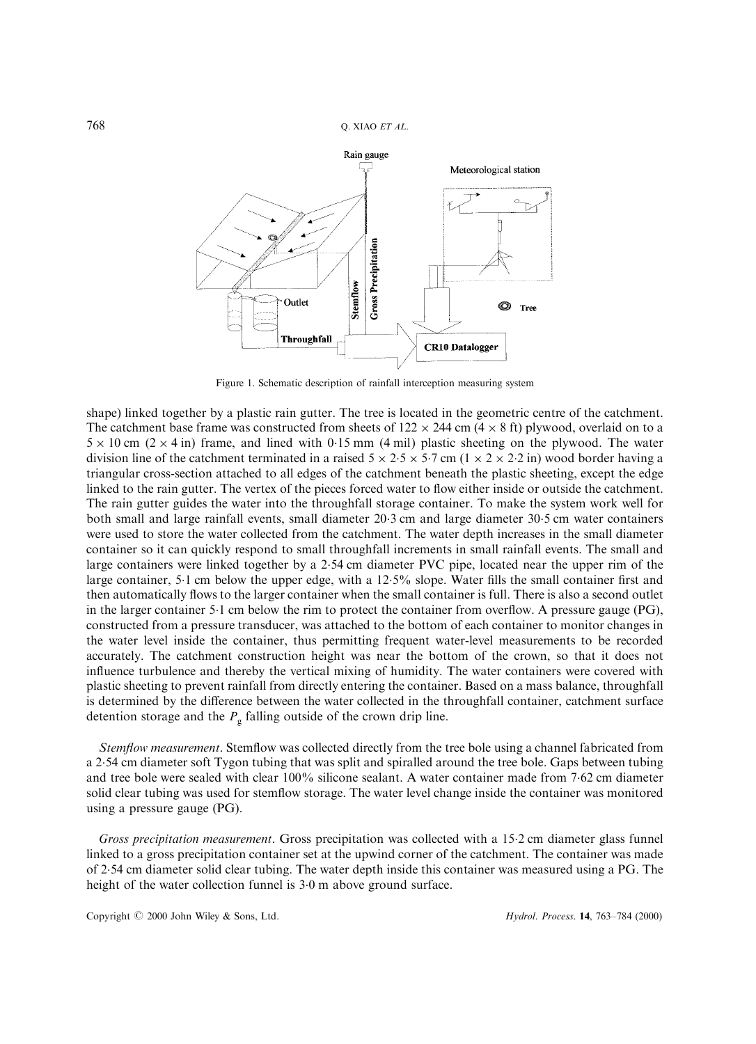Figure 1. Schematic description of rainfall interception measuring system

shape) linked together by a plastic rain gutter. The tree is located in the geometric centre of the catchment. The catchment base frame was constructed from sheets of 122 × 244 cm (4 × 8 ft) plywood, overlaid on to a 5 × 10 cm (2 × 4 in) frame, and lined with 0·15 mm (4 mil) plastic sheeting on the plywood. The water division line of the catchment terminated in a raised 5 × 2·5 × 5·7 cm (1 × 2 × 2·2 in) wood border having a triangular cross-section attached to all edges of the catchment beneath the plastic sheeting, except the edge linked to the rain gutter. The vertex of the pieces forced water to flow either inside or outside the catchment. The rain gutter guides the water into the throughfall storage container. To make the system work well for both small and large rainfall events, small diameter 20·3 cm and large diameter 30·5 cm water containers were used to store the water collected from the catchment. The water depth increases in the small diameter container so it can quickly respond to small throughfall increments in small rainfall events. The small and large containers were linked together by a 2·54 cm diameter PVC pipe, located near the upper rim of the large container, 5·1 cm below the upper edge, with a 12·5% slope. Water fills the small container first and then automatically flows to the larger container when the small container is full. There is also a second outlet in the larger container 5·1 cm below the rim to protect the container from overflow. A pressure gauge (PG), constructed from a pressure transducer, was attached to the bottom of each container to monitor changes in the water level inside the container, thus permitting frequent water-level measurements to be recorded accurately. The catchment construction height was near the bottom of the crown, so that it does not influence turbulence and thereby the vertical mixing of humidity. The water containers were covered with plastic sheeting to prevent rainfall from directly entering the container. Based on a mass balance, throughfall is determined by the difference between the water collected in the throughfall container, catchment surface detention storage and the $P_g$ falling outside of the crown drip line.

*Stemflow measurement*. Stemflow was collected directly from the tree bole using a channel fabricated from a 2·54 cm diameter soft Tygon tubing that was split and spiralled around the tree bole. Gaps between tubing and tree bole were sealed with clear 100% silicone sealant. A water container made from 7·62 cm diameter solid clear tubing was used for stemflow storage. The water level change inside the container was monitored using a pressure gauge (PG).

*Gross precipitation measurement*. Gross precipitation was collected with a 15·2 cm diameter glass funnel linked to a gross precipitation container set at the upwind corner of the catchment. The container was made of 2·54 cm diameter solid clear tubing. The water depth inside this container was measured using a PG. The height of the water collection funnel is 3·0 m above ground surface.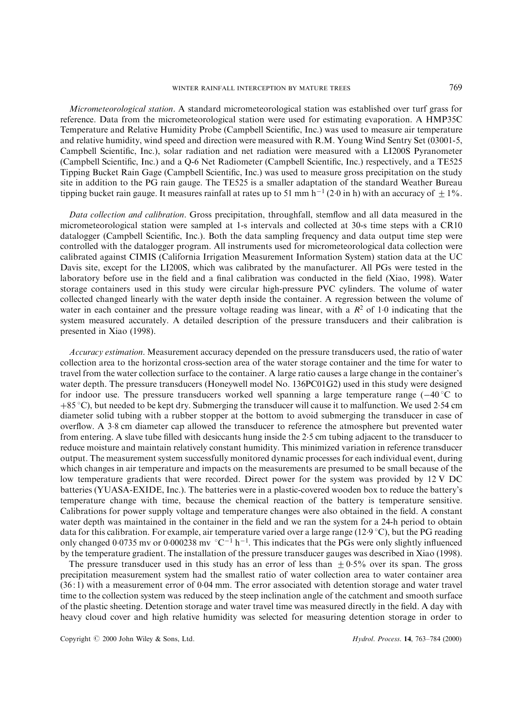*Micrometeorological station*. A standard micrometeorological station was established over turf grass for reference. Data from the micrometeorological station were used for estimating evaporation. A HMP35C Temperature and Relative Humidity Probe (Campbell Scientific, Inc.) was used to measure air temperature and relative humidity, wind speed and direction were measured with R.M. Young Wind Sentry Set (03001-5, Campbell Scientific, Inc.), solar radiation and net radiation were measured with a LI200S Pyranometer (Campbell Scientific, Inc.) and a Q-6 Net Radiometer (Campbell Scientific, Inc.) respectively, and a TE525 Tipping Bucket Rain Gage (Campbell Scientific, Inc.) was used to measure gross precipitation on the study site in addition to the PG rain gauge. The TE525 is a smaller adaptation of the standard Weather Bureau tipping bucket rain gauge. It measures rainfall at rates up to 51 mm $h^{-1}$ (2·0 in h) with an accuracy of $\pm 1\%$.

*Data collection and calibration*. Gross precipitation, throughfall, stemflow and all data measured in the micrometeorological station were sampled at 1-s intervals and collected at 30-s time steps with a CR10 datalogger (Campbell Scientific, Inc.). Both the data sampling frequency and data output time step were controlled with the datalogger program. All instruments used for micrometeorological data collection were calibrated against CIMIS (California Irrigation Measurement Information System) station data at the UC Davis site, except for the LI200S, which was calibrated by the manufacturer. All PGs were tested in the laboratory before use in the field and a final calibration was conducted in the field (Xiao, 1998). Water storage containers used in this study were circular high-pressure PVC cylinders. The volume of water collected changed linearly with the water depth inside the container. A regression between the volume of water in each container and the pressure voltage reading was linear, with a $R^2$ of 1·0 indicating that the system measured accurately. A detailed description of the pressure transducers and their calibration is presented in Xiao (1998).

*Accuracy estimation*. Measurement accuracy depended on the pressure transducers used, the ratio of water collection area to the horizontal cross-section area of the water storage container and the time for water to travel from the water collection surface to the container. A large ratio causes a large change in the container's water depth. The pressure transducers (Honeywell model No. 136PC01G2) used in this study were designed for indoor use. The pressure transducers worked well spanning a large temperature range ($-40\,^{\circ}$C to $+85\,^{\circ}$C), but needed to be kept dry. Submerging the transducer will cause it to malfunction. We used 2·54 cm diameter solid tubing with a rubber stopper at the bottom to avoid submerging the transducer in case of overflow. A 3·8 cm diameter cap allowed the transducer to reference the atmosphere but prevented water from entering. A slave tube filled with desiccants hung inside the 2·5 cm tubing adjacent to the transducer to reduce moisture and maintain relatively constant humidity. This minimized variation in reference transducer output. The measurement system successfully monitored dynamic processes for each individual event, during which changes in air temperature and impacts on the measurements are presumed to be small because of the low temperature gradients that were recorded. Direct power for the system was provided by 12 V DC batteries (YUASA-EXIDE, Inc.). The batteries were in a plastic-covered wooden box to reduce the battery's temperature change with time, because the chemical reaction of the battery is temperature sensitive. Calibrations for power supply voltage and temperature changes were also obtained in the field. A constant water depth was maintained in the container in the field and we ran the system for a 24-h period to obtain data for this calibration. For example, air temperature varied over a large range (12·9 °C), but the PG reading only changed 0·0735 mv or 0·000238 mv $^{\circ}C^{-1}\,h^{-1}$. This indicates that the PGs were only slightly influenced by the temperature gradient. The installation of the pressure transducer gauges was described in Xiao (1998).

The pressure transducer used in this study has an error of less than $\pm 0{\cdot}5\%$ over its span. The gross precipitation measurement system had the smallest ratio of water collection area to water container area (36 : 1) with a measurement error of 0·04 mm. The error associated with detention storage and water travel time to the collection system was reduced by the steep inclination angle of the catchment and smooth surface of the plastic sheeting. Detention storage and water travel time was measured directly in the field. A day with heavy cloud cover and high relative humidity was selected for measuring detention storage in order to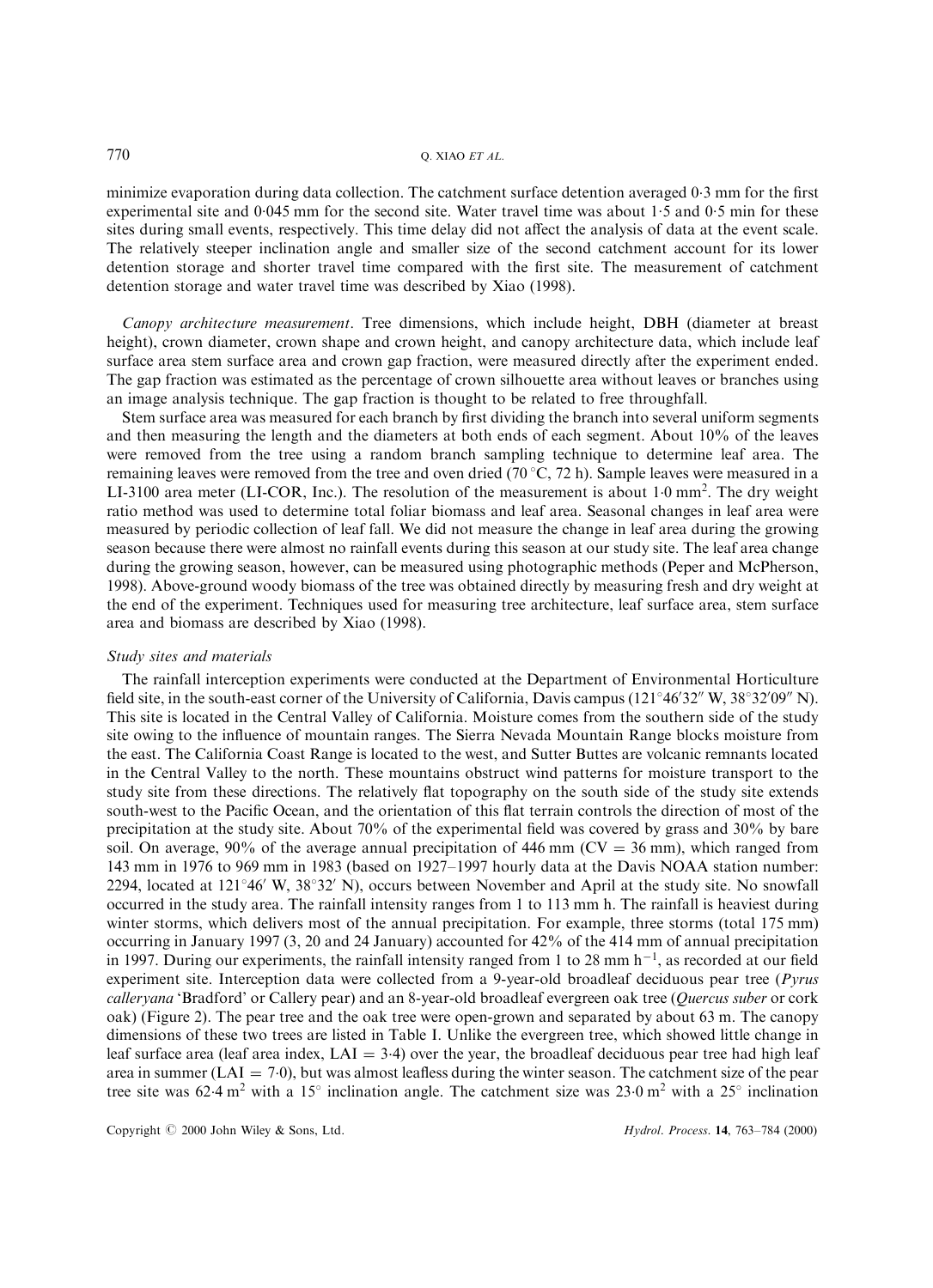minimize evaporation during data collection. The catchment surface detention averaged 0·3 mm for the first experimental site and 0·045 mm for the second site. Water travel time was about 1·5 and 0·5 min for these sites during small events, respectively. This time delay did not affect the analysis of data at the event scale. The relatively steeper inclination angle and smaller size of the second catchment account for its lower detention storage and shorter travel time compared with the first site. The measurement of catchment detention storage and water travel time was described by Xiao (1998).

*Canopy architecture measurement*. Tree dimensions, which include height, DBH (diameter at breast height), crown diameter, crown shape and crown height, and canopy architecture data, which include leaf surface area stem surface area and crown gap fraction, were measured directly after the experiment ended. The gap fraction was estimated as the percentage of crown silhouette area without leaves or branches using an image analysis technique. The gap fraction is thought to be related to free throughfall.

Stem surface area was measured for each branch by first dividing the branch into several uniform segments and then measuring the length and the diameters at both ends of each segment. About 10% of the leaves were removed from the tree using a random branch sampling technique to determine leaf area. The remaining leaves were removed from the tree and oven dried (70 °C, 72 h). Sample leaves were measured in a LI-3100 area meter (LI-COR, Inc.). The resolution of the measurement is about 1·0 $mm^2$. The dry weight ratio method was used to determine total foliar biomass and leaf area. Seasonal changes in leaf area were measured by periodic collection of leaf fall. We did not measure the change in leaf area during the growing season because there were almost no rainfall events during this season at our study site. The leaf area change during the growing season, however, can be measured using photographic methods (Peper and McPherson, 1998). Above-ground woody biomass of the tree was obtained directly by measuring fresh and dry weight at the end of the experiment. Techniques used for measuring tree architecture, leaf surface area, stem surface area and biomass are described by Xiao (1998).

### *Study sites and materials*

The rainfall interception experiments were conducted at the Department of Environmental Horticulture field site, in the south-east corner of the University of California, Davis campus (121°46′32″ W, 38°32′09″ N). This site is located in the Central Valley of California. Moisture comes from the southern side of the study site owing to the influence of mountain ranges. The Sierra Nevada Mountain Range blocks moisture from the east. The California Coast Range is located to the west, and Sutter Buttes are volcanic remnants located in the Central Valley to the north. These mountains obstruct wind patterns for moisture transport to the study site from these directions. The relatively flat topography on the south side of the study site extends south-west to the Pacific Ocean, and the orientation of this flat terrain controls the direction of most of the precipitation at the study site. About 70% of the experimental field was covered by grass and 30% by bare soil. On average, 90% of the average annual precipitation of 446 mm (CV = 36 mm), which ranged from 143 mm in 1976 to 969 mm in 1983 (based on 1927–1997 hourly data at the Davis NOAA station number: 2294, located at 121°46′ W, 38°32′ N), occurs between November and April at the study site. No snowfall occurred in the study area. The rainfall intensity ranges from 1 to 113 mm h. The rainfall is heaviest during winter storms, which delivers most of the annual precipitation. For example, three storms (total 175 mm) occurring in January 1997 (3, 20 and 24 January) accounted for 42% of the 414 mm of annual precipitation in 1997. During our experiments, the rainfall intensity ranged from 1 to 28 mm $h^{-1}$, as recorded at our field experiment site. Interception data were collected from a 9-year-old broadleaf deciduous pear tree (*Pyrus calleryana* 'Bradford' or Callery pear) and an 8-year-old broadleaf evergreen oak tree (*Quercus suber* or cork oak) (Figure 2). The pear tree and the oak tree were open-grown and separated by about 63 m. The canopy dimensions of these two trees are listed in Table I. Unlike the evergreen tree, which showed little change in leaf surface area (leaf area index, LAI = 3·4) over the year, the broadleaf deciduous pear tree had high leaf area in summer (LAI = 7·0), but was almost leafless during the winter season. The catchment size of the pear tree site was 62·4 $m^2$ with a 15° inclination angle. The catchment size was 23·0 $m^2$ with a 25° inclination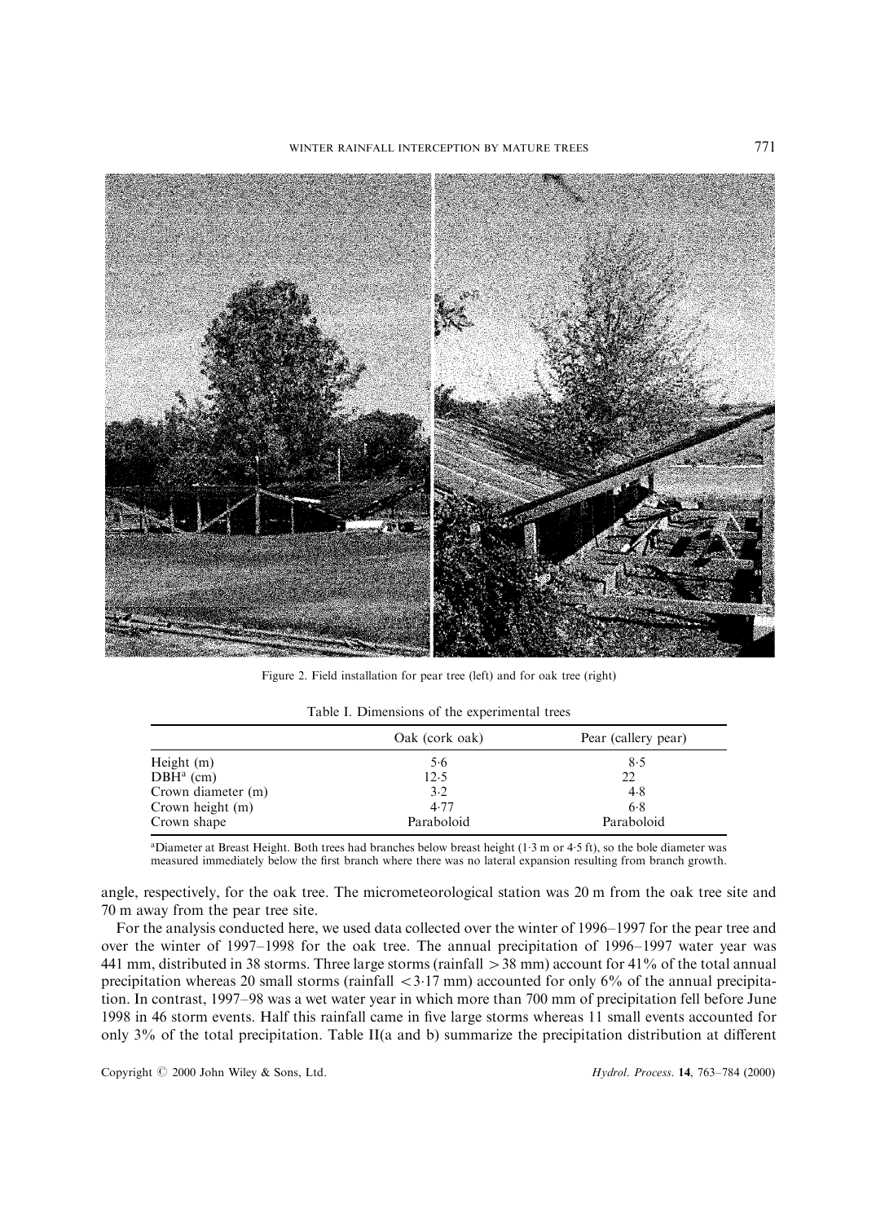Figure 2. Field installation for pear tree (left) and for oak tree (right)

Table I. Dimensions of the experimental trees

| | Oak (cork oak) | Pear (callery pear) |
|---|---|---|
| Height (m) | 5·6 | 8·5 |
| DBH[a] (cm) | 12·5 | 22 |
| Crown diameter (m) | 3·2 | 4·8 |
| Crown height (m) | 4·77 | 6·8 |
| Crown shape | Paraboloid | Paraboloid |

[a]Diameter at Breast Height. Both trees had branches below breast height (1·3 m or 4·5 ft), so the bole diameter was measured immediately below the first branch where there was no lateral expansion resulting from branch growth.

angle, respectively, for the oak tree. The micrometeorological station was 20 m from the oak tree site and 70 m away from the pear tree site.

For the analysis conducted here, we used data collected over the winter of 1996–1997 for the pear tree and over the winter of 1997–1998 for the oak tree. The annual precipitation of 1996–1997 water year was 441 mm, distributed in 38 storms. Three large storms (rainfall $> 38$ mm) account for 41% of the total annual precipitation whereas 20 small storms (rainfall $< 3{\cdot}17$ mm) accounted for only 6% of the annual precipitation. In contrast, 1997–98 was a wet water year in which more than 700 mm of precipitation fell before June 1998 in 46 storm events. Half this rainfall came in five large storms whereas 11 small events accounted for only 3% of the total precipitation. Table II(a and b) summarize the precipitation distribution at different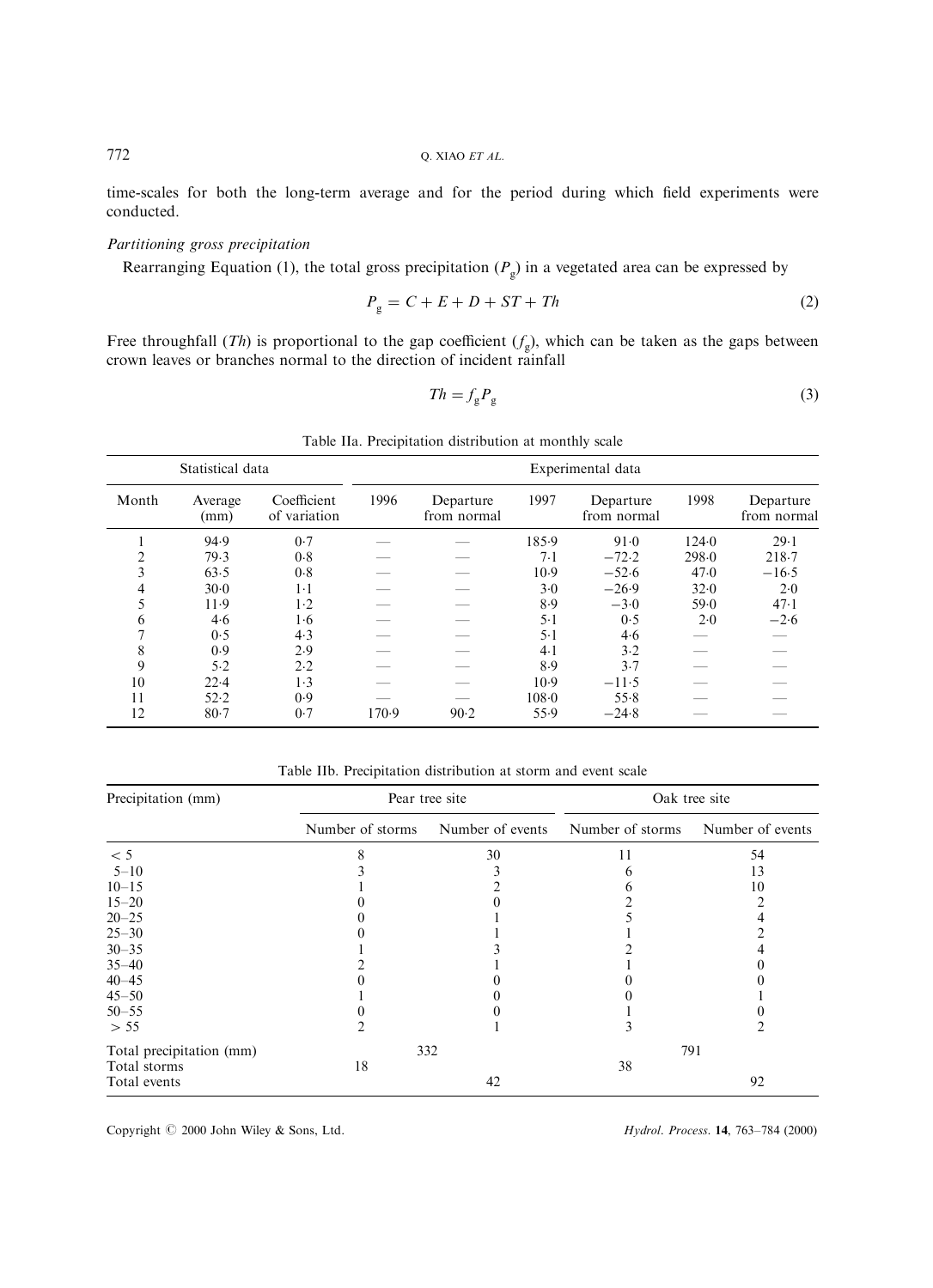time-scales for both the long-term average and for the period during which field experiments were conducted.

*Partitioning gross precipitation*

Rearranging Equation (1), the total gross precipitation ($P_g$) in a vegetated area can be expressed by

$$P_g = C + E + D + ST + Th \tag{2}$$

Free throughfall ($Th$) is proportional to the gap coefficient ($f_g$), which can be taken as the gaps between crown leaves or branches normal to the direction of incident rainfall

$$Th = f_g P_g \tag{3}$$

Table IIa. Precipitation distribution at monthly scale

| Statistical data | | | Experimental data | | | | | |
|---|---|---|---|---|---|---|---|---|
| Month | Average (mm) | Coefficient of variation | 1996 | Departure from normal | 1997 | Departure from normal | 1998 | Departure from normal |
| 1 | 94·9 | 0·7 | — | — | 185·9 | 91·0 | 124·0 | 29·1 |
| 2 | 79·3 | 0·8 | — | — | 7·1 | −72·2 | 298·0 | 218·7 |
| 3 | 63·5 | 0·8 | — | — | 10·9 | −52·6 | 47·0 | −16·5 |
| 4 | 30·0 | 1·1 | — | — | 3·0 | −26·9 | 32·0 | 2·0 |
| 5 | 11·9 | 1·2 | — | — | 8·9 | −3·0 | 59·0 | 47·1 |
| 6 | 4·6 | 1·6 | — | — | 5·1 | 0·5 | 2·0 | −2·6 |
| 7 | 0·5 | 4·3 | — | — | 5·1 | 4·6 | — | — |
| 8 | 0·9 | 2·9 | — | — | 4·1 | 3·2 | — | — |
| 9 | 5·2 | 2·2 | — | — | 8·9 | 3·7 | — | — |
| 10 | 22·4 | 1·3 | — | — | 10·9 | −11·5 | — | — |
| 11 | 52·2 | 0·9 | — | — | 108·0 | 55·8 | — | — |
| 12 | 80·7 | 0·7 | 170·9 | 90·2 | 55·9 | −24·8 | — | — |

Table IIb. Precipitation distribution at storm and event scale

| Precipitation (mm) | Pear tree site | | Oak tree site | |
|---|---|---|---|---|
| | Number of storms | Number of events | Number of storms | Number of events |
| < 5 | 8 | 30 | 11 | 54 |
| 5–10 | 3 | 3 | 6 | 13 |
| 10–15 | 1 | 2 | 6 | 10 |
| 15–20 | 0 | 0 | 2 | 2 |
| 20–25 | 0 | 1 | 5 | 4 |
| 25–30 | 0 | 1 | 1 | 2 |
| 30–35 | 1 | 3 | 2 | 4 |
| 35–40 | 2 | 1 | 1 | 0 |
| 40–45 | 0 | 0 | 0 | 0 |
| 45–50 | 1 | 0 | 0 | 1 |
| 50–55 | 0 | 0 | 1 | 0 |
| > 55 | 2 | 1 | 3 | 2 |
| Total precipitation (mm) | 332 | | 791 | |
| Total storms | 18 | | 38 | |
| Total events | | 42 | | 92 |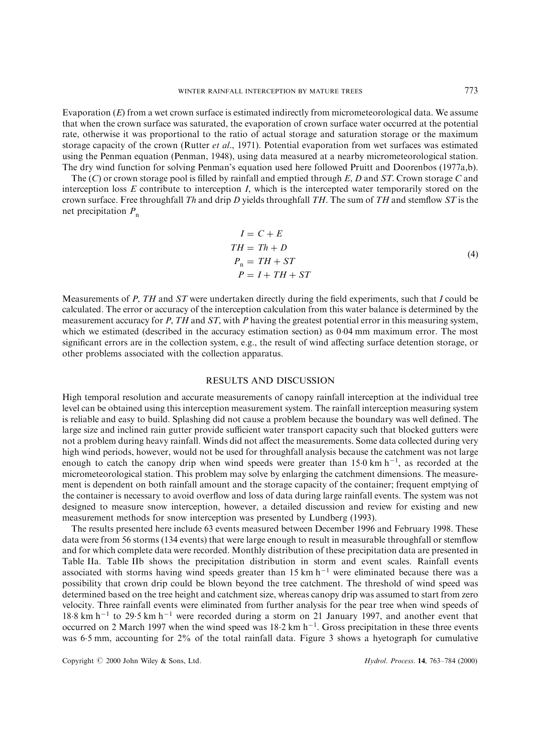Evaporation ($E$) from a wet crown surface is estimated indirectly from micrometeorological data. We assume that when the crown surface was saturated, the evaporation of crown surface water occurred at the potential rate, otherwise it was proportional to the ratio of actual storage and saturation storage or the maximum storage capacity of the crown (Rutter *et al.*, 1971). Potential evaporation from wet surfaces was estimated using the Penman equation (Penman, 1948), using data measured at a nearby micrometeorological station. The dry wind function for solving Penman's equation used here followed Pruitt and Doorenbos (1977a,b).

The ($C$) or crown storage pool is filled by rainfall and emptied through $E$, $D$ and $ST$. Crown storage $C$ and interception loss $E$ contribute to interception $I$, which is the intercepted water temporarily stored on the crown surface. Free throughfall $Th$ and drip $D$ yields throughfall $TH$. The sum of $TH$ and stemflow $ST$ is the net precipitation $P_n$

$$
\begin{aligned}
I &= C + E \\
TH &= Th + D \\
P_n &= TH + ST \\
P &= I + TH + ST
\end{aligned}
\tag{4}
$$

Measurements of $P$, $TH$ and $ST$ were undertaken directly during the field experiments, such that $I$ could be calculated. The error or accuracy of the interception calculation from this water balance is determined by the measurement accuracy for $P$, $TH$ and $ST$, with $P$ having the greatest potential error in this measuring system, which we estimated (described in the accuracy estimation section) as 0·04 mm maximum error. The most significant errors are in the collection system, e.g., the result of wind affecting surface detention storage, or other problems associated with the collection apparatus.

## RESULTS AND DISCUSSION

High temporal resolution and accurate measurements of canopy rainfall interception at the individual tree level can be obtained using this interception measurement system. The rainfall interception measuring system is reliable and easy to build. Splashing did not cause a problem because the boundary was well defined. The large size and inclined rain gutter provide sufficient water transport capacity such that blocked gutters were not a problem during heavy rainfall. Winds did not affect the measurements. Some data collected during very high wind periods, however, would not be used for throughfall analysis because the catchment was not large enough to catch the canopy drip when wind speeds were greater than 15·0 km h$^{-1}$, as recorded at the micrometeorological station. This problem may solve by enlarging the catchment dimensions. The measurement is dependent on both rainfall amount and the storage capacity of the container; frequent emptying of the container is necessary to avoid overflow and loss of data during large rainfall events. The system was not designed to measure snow interception, however, a detailed discussion and review for existing and new measurement methods for snow interception was presented by Lundberg (1993).

The results presented here include 63 events measured between December 1996 and February 1998. These data were from 56 storms (134 events) that were large enough to result in measurable throughfall or stemflow and for which complete data were recorded. Monthly distribution of these precipitation data are presented in Table IIa. Table IIb shows the precipitation distribution in storm and event scales. Rainfall events associated with storms having wind speeds greater than 15 km h$^{-1}$ were eliminated because there was a possibility that crown drip could be blown beyond the tree catchment. The threshold of wind speed was determined based on the tree height and catchment size, whereas canopy drip was assumed to start from zero velocity. Three rainfall events were eliminated from further analysis for the pear tree when wind speeds of 18·8 km h$^{-1}$ to 29·5 km h$^{-1}$ were recorded during a storm on 21 January 1997, and another event that occurred on 2 March 1997 when the wind speed was 18·2 km h$^{-1}$. Gross precipitation in these three events was 6·5 mm, accounting for 2% of the total rainfall data. Figure 3 shows a hyetograph for cumulative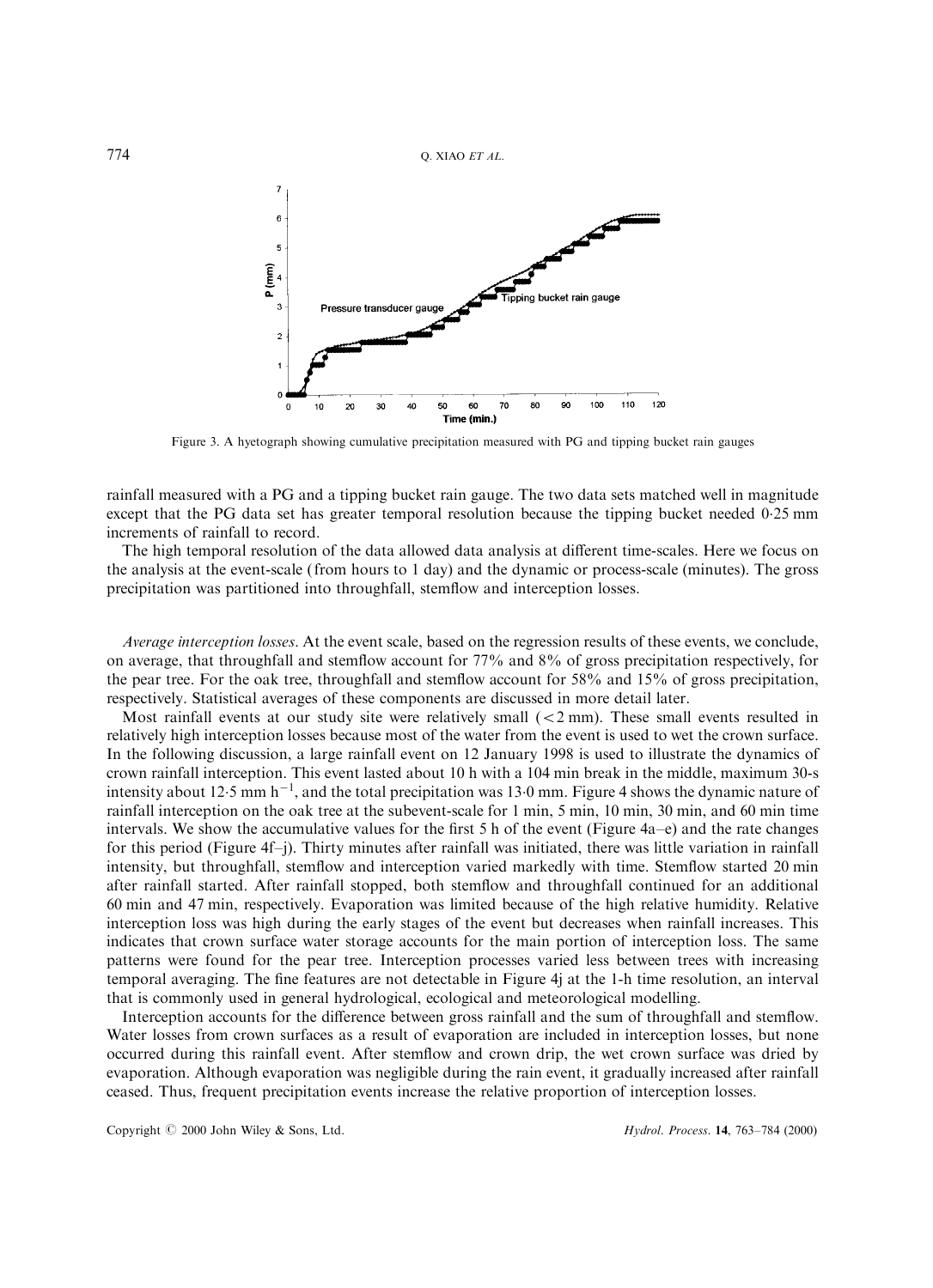Figure 3. A hyetograph showing cumulative precipitation measured with PG and tipping bucket rain gauges

rainfall measured with a PG and a tipping bucket rain gauge. The two data sets matched well in magnitude except that the PG data set has greater temporal resolution because the tipping bucket needed 0·25 mm increments of rainfall to record.

The high temporal resolution of the data allowed data analysis at different time-scales. Here we focus on the analysis at the event-scale (from hours to 1 day) and the dynamic or process-scale (minutes). The gross precipitation was partitioned into throughfall, stemflow and interception losses.

*Average interception losses*. At the event scale, based on the regression results of these events, we conclude, on average, that throughfall and stemflow account for 77% and 8% of gross precipitation respectively, for the pear tree. For the oak tree, throughfall and stemflow account for 58% and 15% of gross precipitation, respectively. Statistical averages of these components are discussed in more detail later.

Most rainfall events at our study site were relatively small (<2 mm). These small events resulted in relatively high interception losses because most of the water from the event is used to wet the crown surface. In the following discussion, a large rainfall event on 12 January 1998 is used to illustrate the dynamics of crown rainfall interception. This event lasted about 10 h with a 104 min break in the middle, maximum 30-s intensity about 12·5 mm $h^{-1}$, and the total precipitation was 13·0 mm. Figure 4 shows the dynamic nature of rainfall interception on the oak tree at the subevent-scale for 1 min, 5 min, 10 min, 30 min, and 60 min time intervals. We show the accumulative values for the first 5 h of the event (Figure 4a–e) and the rate changes for this period (Figure 4f–j). Thirty minutes after rainfall was initiated, there was little variation in rainfall intensity, but throughfall, stemflow and interception varied markedly with time. Stemflow started 20 min after rainfall started. After rainfall stopped, both stemflow and throughfall continued for an additional 60 min and 47 min, respectively. Evaporation was limited because of the high relative humidity. Relative interception loss was high during the early stages of the event but decreases when rainfall increases. This indicates that crown surface water storage accounts for the main portion of interception loss. The same patterns were found for the pear tree. Interception processes varied less between trees with increasing temporal averaging. The fine features are not detectable in Figure 4j at the 1-h time resolution, an interval that is commonly used in general hydrological, ecological and meteorological modelling.

Interception accounts for the difference between gross rainfall and the sum of throughfall and stemflow. Water losses from crown surfaces as a result of evaporation are included in interception losses, but none occurred during this rainfall event. After stemflow and crown drip, the wet crown surface was dried by evaporation. Although evaporation was negligible during the rain event, it gradually increased after rainfall ceased. Thus, frequent precipitation events increase the relative proportion of interception losses.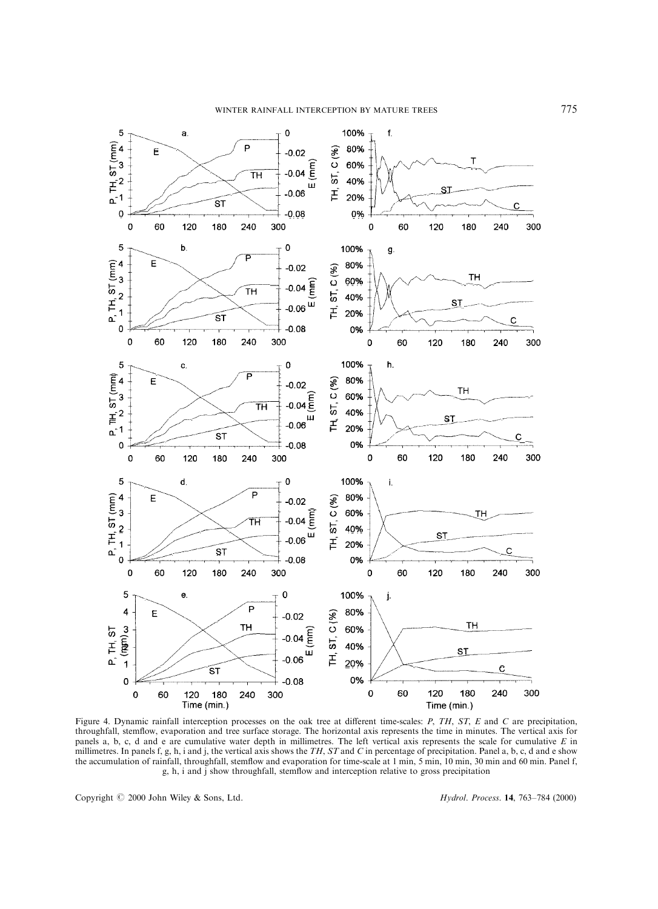Figure 4. Dynamic rainfall interception processes on the oak tree at different time-scales: *P*, *TH*, *ST*, *E* and *C* are precipitation, throughfall, stemflow, evaporation and tree surface storage. The horizontal axis represents the time in minutes. The vertical axis for panels a, b, c, d and e are cumulative water depth in millimetres. The left vertical axis represents the scale for cumulative *E* in millimetres. In panels f, g, h, i and j, the vertical axis shows the *TH*, *ST* and *C* in percentage of precipitation. Panel a, b, c, d and e show the accumulation of rainfall, throughfall, stemflow and evaporation for time-scale at 1 min, 5 min, 10 min, 30 min and 60 min. Panel f, g, h, i and j show throughfall, stemflow and interception relative to gross precipitation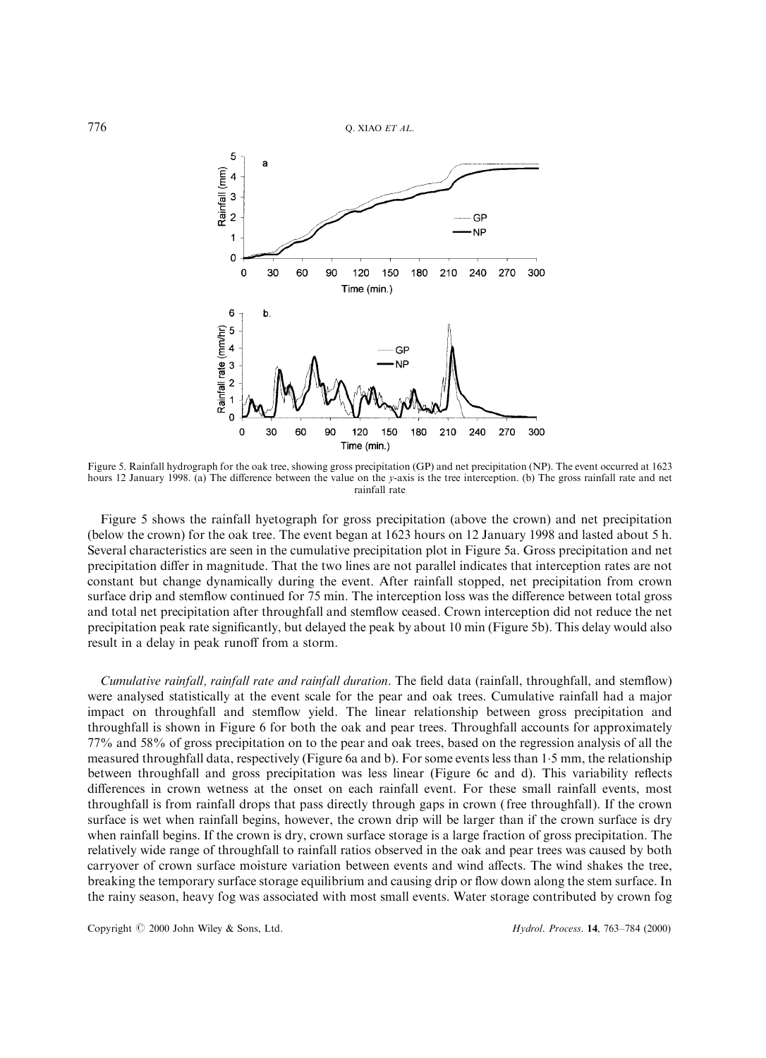Figure 5. Rainfall hydrograph for the oak tree, showing gross precipitation (GP) and net precipitation (NP). The event occurred at 1623 hours 12 January 1998. (a) The difference between the value on the *y*-axis is the tree interception. (b) The gross rainfall rate and net rainfall rate

Figure 5 shows the rainfall hyetograph for gross precipitation (above the crown) and net precipitation (below the crown) for the oak tree. The event began at 1623 hours on 12 January 1998 and lasted about 5 h. Several characteristics are seen in the cumulative precipitation plot in Figure 5a. Gross precipitation and net precipitation differ in magnitude. That the two lines are not parallel indicates that interception rates are not constant but change dynamically during the event. After rainfall stopped, net precipitation from crown surface drip and stemflow continued for 75 min. The interception loss was the difference between total gross and total net precipitation after throughfall and stemflow ceased. Crown interception did not reduce the net precipitation peak rate significantly, but delayed the peak by about 10 min (Figure 5b). This delay would also result in a delay in peak runoff from a storm.

*Cumulative rainfall, rainfall rate and rainfall duration*. The field data (rainfall, throughfall, and stemflow) were analysed statistically at the event scale for the pear and oak trees. Cumulative rainfall had a major impact on throughfall and stemflow yield. The linear relationship between gross precipitation and throughfall is shown in Figure 6 for both the oak and pear trees. Throughfall accounts for approximately 77% and 58% of gross precipitation on to the pear and oak trees, based on the regression analysis of all the measured throughfall data, respectively (Figure 6a and b). For some events less than 1·5 mm, the relationship between throughfall and gross precipitation was less linear (Figure 6c and d). This variability reflects differences in crown wetness at the onset on each rainfall event. For these small rainfall events, most throughfall is from rainfall drops that pass directly through gaps in crown (free throughfall). If the crown surface is wet when rainfall begins, however, the crown drip will be larger than if the crown surface is dry when rainfall begins. If the crown is dry, crown surface storage is a large fraction of gross precipitation. The relatively wide range of throughfall to rainfall ratios observed in the oak and pear trees was caused by both carryover of crown surface moisture variation between events and wind affects. The wind shakes the tree, breaking the temporary surface storage equilibrium and causing drip or flow down along the stem surface. In the rainy season, heavy fog was associated with most small events. Water storage contributed by crown fog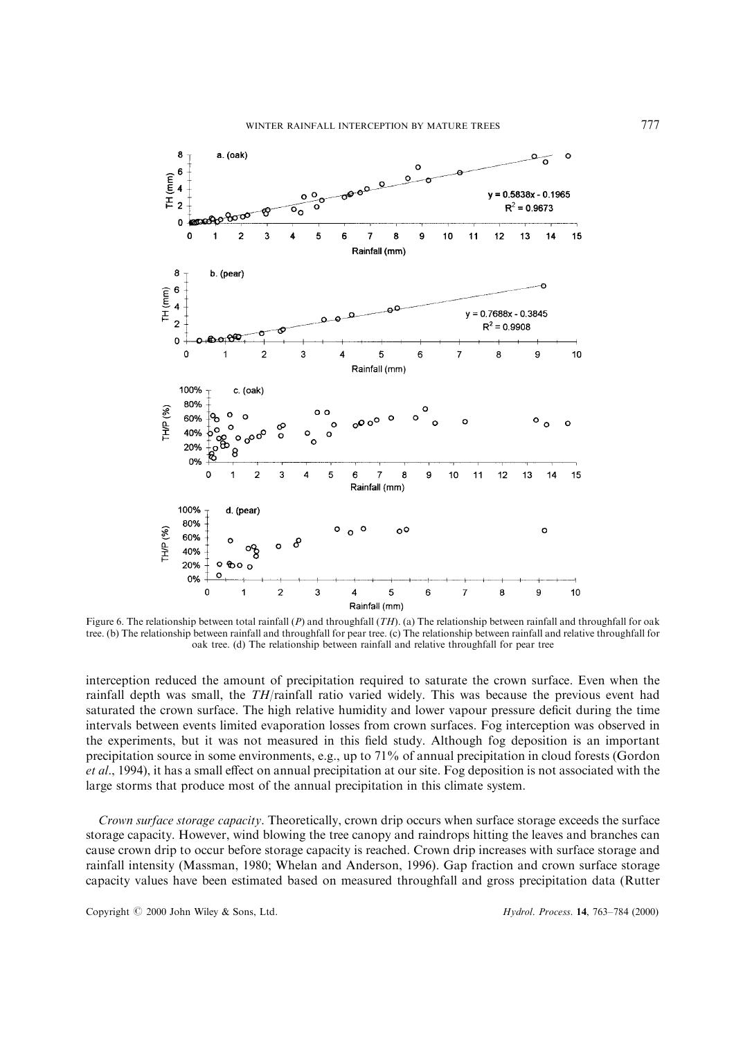Figure 6. The relationship between total rainfall ($P$) and throughfall ($TH$). (a) The relationship between rainfall and throughfall for oak tree. (b) The relationship between rainfall and throughfall for pear tree. (c) The relationship between rainfall and relative throughfall for oak tree. (d) The relationship between rainfall and relative throughfall for pear tree

interception reduced the amount of precipitation required to saturate the crown surface. Even when the rainfall depth was small, the $TH$/rainfall ratio varied widely. This was because the previous event had saturated the crown surface. The high relative humidity and lower vapour pressure deficit during the time intervals between events limited evaporation losses from crown surfaces. Fog interception was observed in the experiments, but it was not measured in this field study. Although fog deposition is an important precipitation source in some environments, e.g., up to 71% of annual precipitation in cloud forests (Gordon *et al*., 1994), it has a small effect on annual precipitation at our site. Fog deposition is not associated with the large storms that produce most of the annual precipitation in this climate system.

*Crown surface storage capacity*. Theoretically, crown drip occurs when surface storage exceeds the surface storage capacity. However, wind blowing the tree canopy and raindrops hitting the leaves and branches can cause crown drip to occur before storage capacity is reached. Crown drip increases with surface storage and rainfall intensity (Massman, 1980; Whelan and Anderson, 1996). Gap fraction and crown surface storage capacity values have been estimated based on measured throughfall and gross precipitation data (Rutter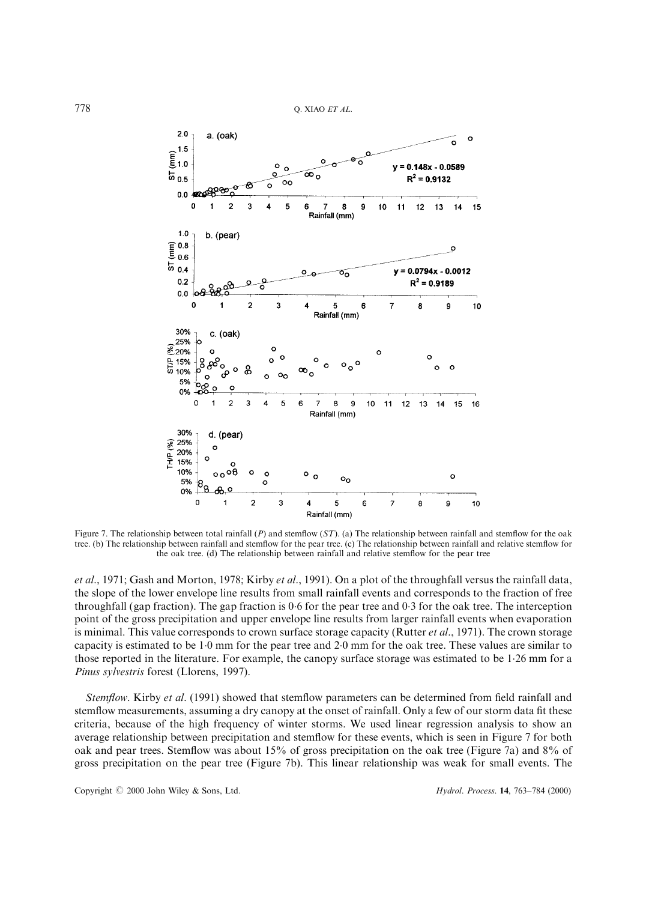Figure 7. The relationship between total rainfall ($P$) and stemflow ($ST$). (a) The relationship between rainfall and stemflow for the oak tree. (b) The relationship between rainfall and stemflow for the pear tree. (c) The relationship between rainfall and relative stemflow for the oak tree. (d) The relationship between rainfall and relative stemflow for the pear tree

*et al.*, 1971; Gash and Morton, 1978; Kirby *et al.*, 1991). On a plot of the throughfall versus the rainfall data, the slope of the lower envelope line results from small rainfall events and corresponds to the fraction of free throughfall (gap fraction). The gap fraction is 0·6 for the pear tree and 0·3 for the oak tree. The interception point of the gross precipitation and upper envelope line results from larger rainfall events when evaporation is minimal. This value corresponds to crown surface storage capacity (Rutter *et al.*, 1971). The crown storage capacity is estimated to be 1·0 mm for the pear tree and 2·0 mm for the oak tree. These values are similar to those reported in the literature. For example, the canopy surface storage was estimated to be 1·26 mm for a *Pinus sylvestris* forest (Llorens, 1997).

*Stemflow*. Kirby *et al.* (1991) showed that stemflow parameters can be determined from field rainfall and stemflow measurements, assuming a dry canopy at the onset of rainfall. Only a few of our storm data fit these criteria, because of the high frequency of winter storms. We used linear regression analysis to show an average relationship between precipitation and stemflow for these events, which is seen in Figure 7 for both oak and pear trees. Stemflow was about 15% of gross precipitation on the oak tree (Figure 7a) and 8% of gross precipitation on the pear tree (Figure 7b). This linear relationship was weak for small events. The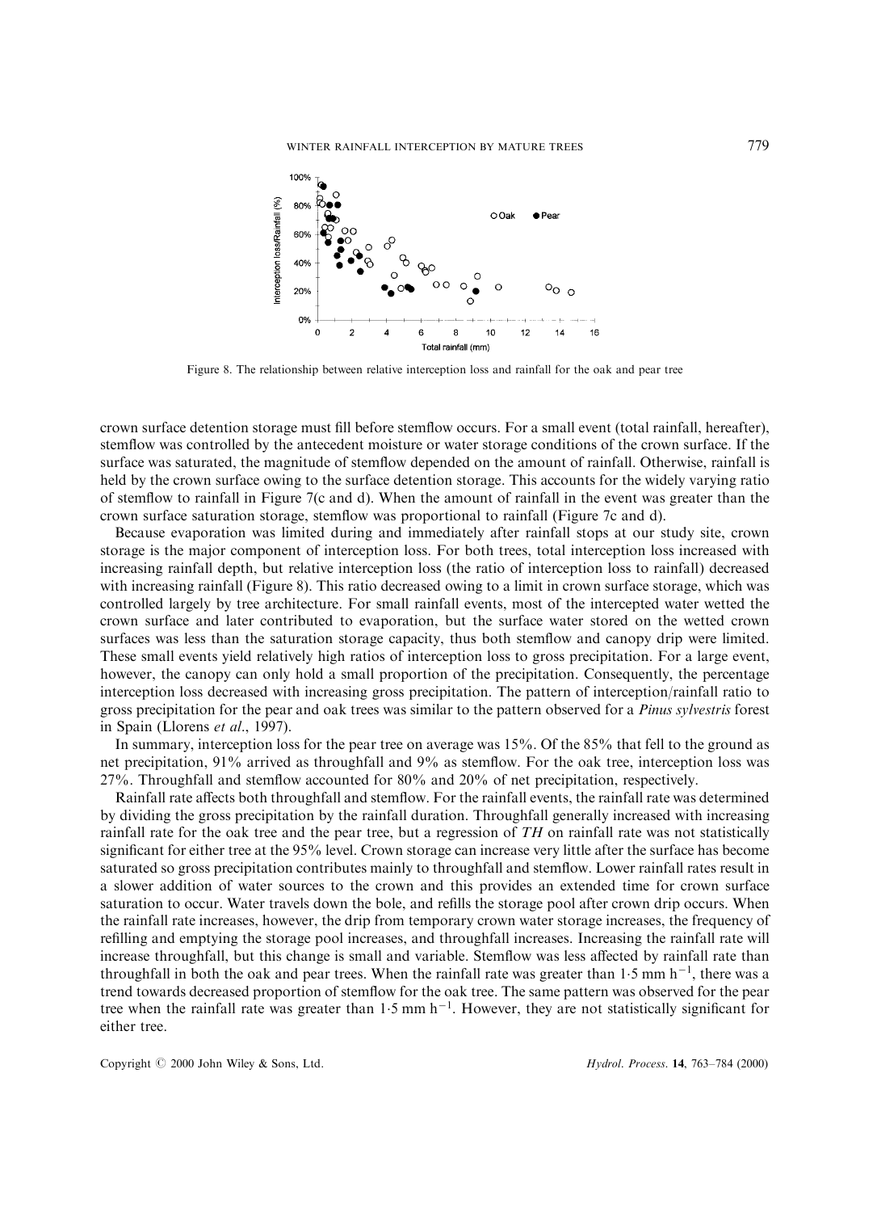Figure 8. The relationship between relative interception loss and rainfall for the oak and pear tree

crown surface detention storage must fill before stemflow occurs. For a small event (total rainfall, hereafter), stemflow was controlled by the antecedent moisture or water storage conditions of the crown surface. If the surface was saturated, the magnitude of stemflow depended on the amount of rainfall. Otherwise, rainfall is held by the crown surface owing to the surface detention storage. This accounts for the widely varying ratio of stemflow to rainfall in Figure 7(c and d). When the amount of rainfall in the event was greater than the crown surface saturation storage, stemflow was proportional to rainfall (Figure 7c and d).

Because evaporation was limited during and immediately after rainfall stops at our study site, crown storage is the major component of interception loss. For both trees, total interception loss increased with increasing rainfall depth, but relative interception loss (the ratio of interception loss to rainfall) decreased with increasing rainfall (Figure 8). This ratio decreased owing to a limit in crown surface storage, which was controlled largely by tree architecture. For small rainfall events, most of the intercepted water wetted the crown surface and later contributed to evaporation, but the surface water stored on the wetted crown surfaces was less than the saturation storage capacity, thus both stemflow and canopy drip were limited. These small events yield relatively high ratios of interception loss to gross precipitation. For a large event, however, the canopy can only hold a small proportion of the precipitation. Consequently, the percentage interception loss decreased with increasing gross precipitation. The pattern of interception/rainfall ratio to gross precipitation for the pear and oak trees was similar to the pattern observed for a *Pinus sylvestris* forest in Spain (Llorens *et al*., 1997).

In summary, interception loss for the pear tree on average was 15%. Of the 85% that fell to the ground as net precipitation, 91% arrived as throughfall and 9% as stemflow. For the oak tree, interception loss was 27%. Throughfall and stemflow accounted for 80% and 20% of net precipitation, respectively.

Rainfall rate affects both throughfall and stemflow. For the rainfall events, the rainfall rate was determined by dividing the gross precipitation by the rainfall duration. Throughfall generally increased with increasing rainfall rate for the oak tree and the pear tree, but a regression of *TH* on rainfall rate was not statistically significant for either tree at the 95% level. Crown storage can increase very little after the surface has become saturated so gross precipitation contributes mainly to throughfall and stemflow. Lower rainfall rates result in a slower addition of water sources to the crown and this provides an extended time for crown surface saturation to occur. Water travels down the bole, and refills the storage pool after crown drip occurs. When the rainfall rate increases, however, the drip from temporary crown water storage increases, the frequency of refilling and emptying the storage pool increases, and throughfall increases. Increasing the rainfall rate will increase throughfall, but this change is small and variable. Stemflow was less affected by rainfall rate than throughfall in both the oak and pear trees. When the rainfall rate was greater than 1·5 mm $h^{-1}$, there was a trend towards decreased proportion of stemflow for the oak tree. The same pattern was observed for the pear tree when the rainfall rate was greater than 1·5 mm $h^{-1}$. However, they are not statistically significant for either tree.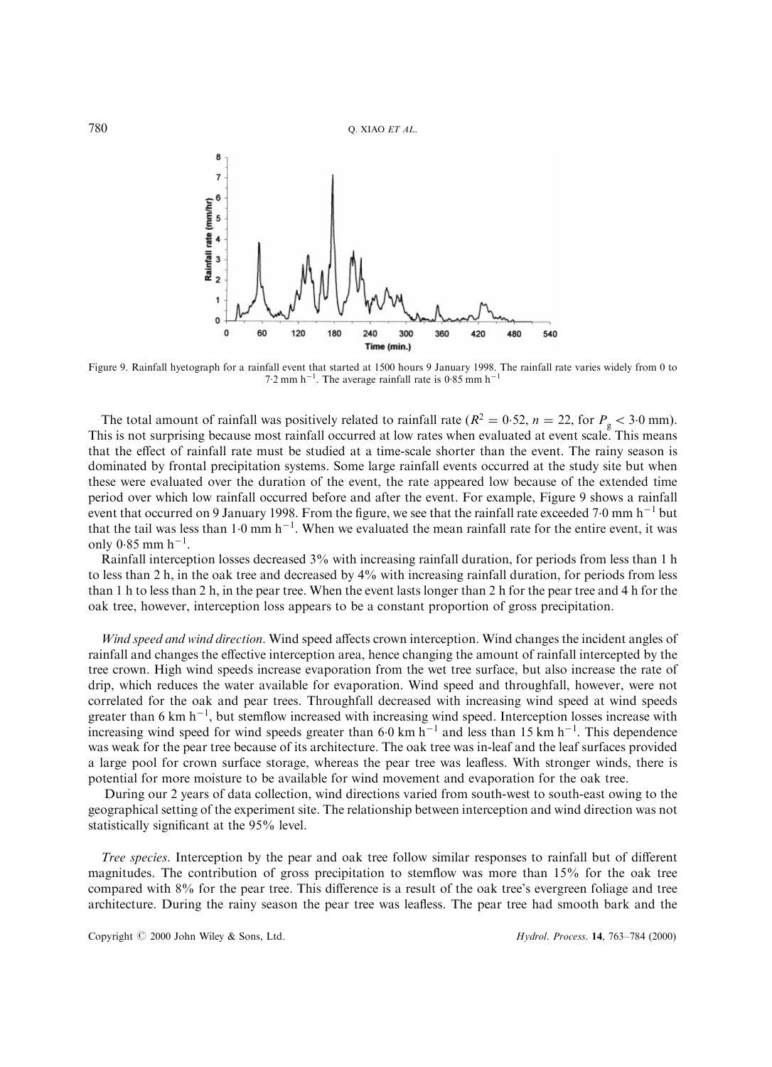Figure 9. Rainfall hyetograph for a rainfall event that started at 1500 hours 9 January 1998. The rainfall rate varies widely from 0 to 7·2 mm $h^{-1}$. The average rainfall rate is 0·85 mm $h^{-1}$

The total amount of rainfall was positively related to rainfall rate ($R^2 = 0{\cdot}52$, $n = 22$, for $P_g < 3{\cdot}0$ mm). This is not surprising because most rainfall occurred at low rates when evaluated at event scale. This means that the effect of rainfall rate must be studied at a time-scale shorter than the event. The rainy season is dominated by frontal precipitation systems. Some large rainfall events occurred at the study site but when these were evaluated over the duration of the event, the rate appeared low because of the extended time period over which low rainfall occurred before and after the event. For example, Figure 9 shows a rainfall event that occurred on 9 January 1998. From the figure, we see that the rainfall rate exceeded 7·0 mm $h^{-1}$ but that the tail was less than 1·0 mm $h^{-1}$. When we evaluated the mean rainfall rate for the entire event, it was only 0·85 mm $h^{-1}$.

Rainfall interception losses decreased 3% with increasing rainfall duration, for periods from less than 1 h to less than 2 h, in the oak tree and decreased by 4% with increasing rainfall duration, for periods from less than 1 h to less than 2 h, in the pear tree. When the event lasts longer than 2 h for the pear tree and 4 h for the oak tree, however, interception loss appears to be a constant proportion of gross precipitation.

*Wind speed and wind direction*. Wind speed affects crown interception. Wind changes the incident angles of rainfall and changes the effective interception area, hence changing the amount of rainfall intercepted by the tree crown. High wind speeds increase evaporation from the wet tree surface, but also increase the rate of drip, which reduces the water available for evaporation. Wind speed and throughfall, however, were not correlated for the oak and pear trees. Throughfall decreased with increasing wind speed at wind speeds greater than 6 km $h^{-1}$, but stemflow increased with increasing wind speed. Interception losses increase with increasing wind speed for wind speeds greater than 6·0 km $h^{-1}$ and less than 15 km $h^{-1}$. This dependence was weak for the pear tree because of its architecture. The oak tree was in-leaf and the leaf surfaces provided a large pool for crown surface storage, whereas the pear tree was leafless. With stronger winds, there is potential for more moisture to be available for wind movement and evaporation for the oak tree.

During our 2 years of data collection, wind directions varied from south-west to south-east owing to the geographical setting of the experiment site. The relationship between interception and wind direction was not statistically significant at the 95% level.

*Tree species*. Interception by the pear and oak tree follow similar responses to rainfall but of different magnitudes. The contribution of gross precipitation to stemflow was more than 15% for the oak tree compared with 8% for the pear tree. This difference is a result of the oak tree's evergreen foliage and tree architecture. During the rainy season the pear tree was leafless. The pear tree had smooth bark and the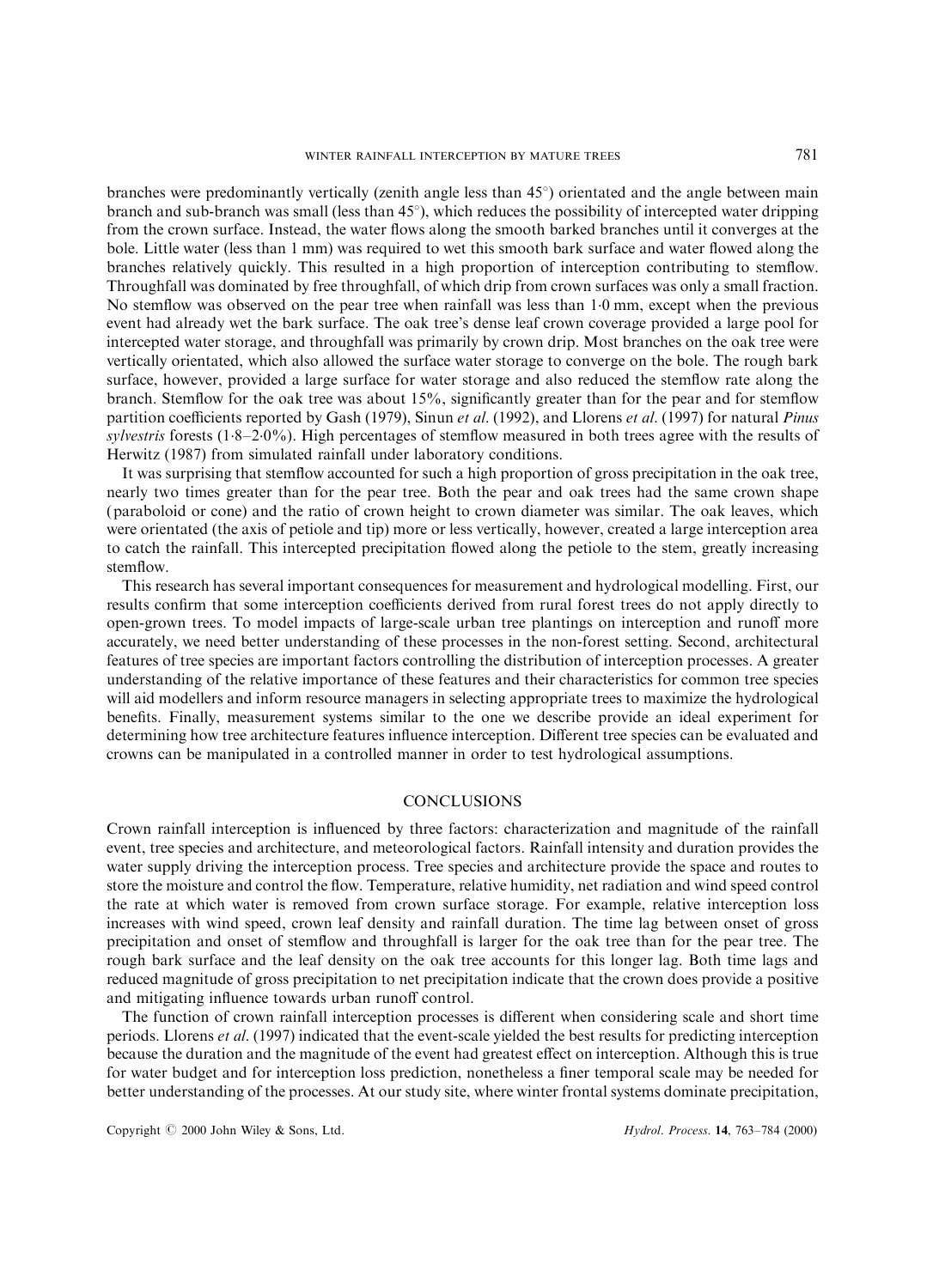branches were predominantly vertically (zenith angle less than 45°) orientated and the angle between main branch and sub-branch was small (less than 45°), which reduces the possibility of intercepted water dripping from the crown surface. Instead, the water flows along the smooth barked branches until it converges at the bole. Little water (less than 1 mm) was required to wet this smooth bark surface and water flowed along the branches relatively quickly. This resulted in a high proportion of interception contributing to stemflow. Throughfall was dominated by free throughfall, of which drip from crown surfaces was only a small fraction. No stemflow was observed on the pear tree when rainfall was less than 1·0 mm, except when the previous event had already wet the bark surface. The oak tree's dense leaf crown coverage provided a large pool for intercepted water storage, and throughfall was primarily by crown drip. Most branches on the oak tree were vertically orientated, which also allowed the surface water storage to converge on the bole. The rough bark surface, however, provided a large surface for water storage and also reduced the stemflow rate along the branch. Stemflow for the oak tree was about 15%, significantly greater than for the pear and for stemflow partition coefficients reported by Gash (1979), Sinun *et al*. (1992), and Llorens *et al*. (1997) for natural *Pinus sylvestris* forests (1·8–2·0%). High percentages of stemflow measured in both trees agree with the results of Herwitz (1987) from simulated rainfall under laboratory conditions.

It was surprising that stemflow accounted for such a high proportion of gross precipitation in the oak tree, nearly two times greater than for the pear tree. Both the pear and oak trees had the same crown shape (paraboloid or cone) and the ratio of crown height to crown diameter was similar. The oak leaves, which were orientated (the axis of petiole and tip) more or less vertically, however, created a large interception area to catch the rainfall. This intercepted precipitation flowed along the petiole to the stem, greatly increasing stemflow.

This research has several important consequences for measurement and hydrological modelling. First, our results confirm that some interception coefficients derived from rural forest trees do not apply directly to open-grown trees. To model impacts of large-scale urban tree plantings on interception and runoff more accurately, we need better understanding of these processes in the non-forest setting. Second, architectural features of tree species are important factors controlling the distribution of interception processes. A greater understanding of the relative importance of these features and their characteristics for common tree species will aid modellers and inform resource managers in selecting appropriate trees to maximize the hydrological benefits. Finally, measurement systems similar to the one we describe provide an ideal experiment for determining how tree architecture features influence interception. Different tree species can be evaluated and crowns can be manipulated in a controlled manner in order to test hydrological assumptions.

## CONCLUSIONS

Crown rainfall interception is influenced by three factors: characterization and magnitude of the rainfall event, tree species and architecture, and meteorological factors. Rainfall intensity and duration provides the water supply driving the interception process. Tree species and architecture provide the space and routes to store the moisture and control the flow. Temperature, relative humidity, net radiation and wind speed control the rate at which water is removed from crown surface storage. For example, relative interception loss increases with wind speed, crown leaf density and rainfall duration. The time lag between onset of gross precipitation and onset of stemflow and throughfall is larger for the oak tree than for the pear tree. The rough bark surface and the leaf density on the oak tree accounts for this longer lag. Both time lags and reduced magnitude of gross precipitation to net precipitation indicate that the crown does provide a positive and mitigating influence towards urban runoff control.

The function of crown rainfall interception processes is different when considering scale and short time periods. Llorens *et al*. (1997) indicated that the event-scale yielded the best results for predicting interception because the duration and the magnitude of the event had greatest effect on interception. Although this is true for water budget and for interception loss prediction, nonetheless a finer temporal scale may be needed for better understanding of the processes. At our study site, where winter frontal systems dominate precipitation,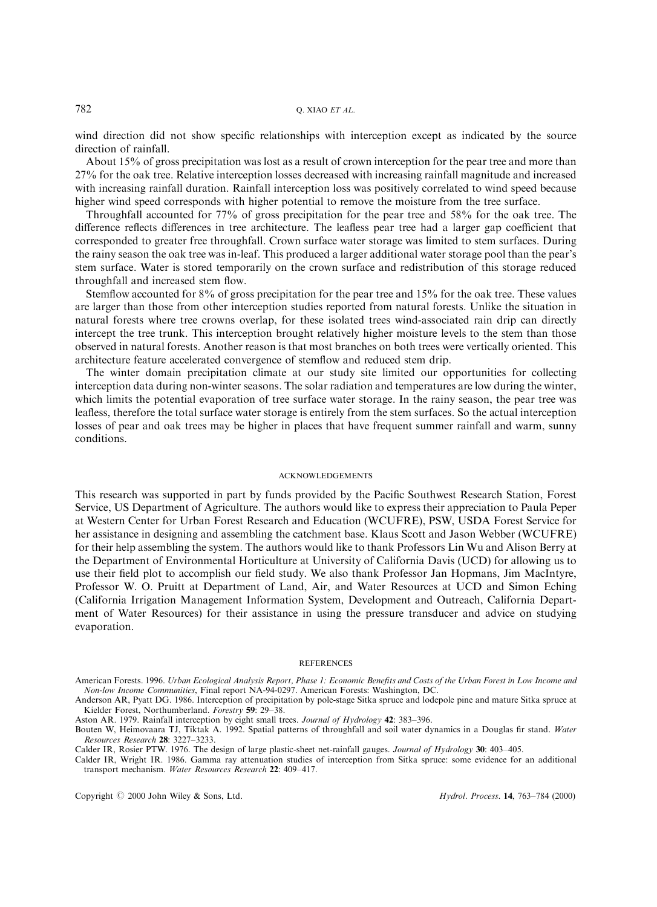wind direction did not show specific relationships with interception except as indicated by the source direction of rainfall.

About 15% of gross precipitation was lost as a result of crown interception for the pear tree and more than 27% for the oak tree. Relative interception losses decreased with increasing rainfall magnitude and increased with increasing rainfall duration. Rainfall interception loss was positively correlated to wind speed because higher wind speed corresponds with higher potential to remove the moisture from the tree surface.

Throughfall accounted for 77% of gross precipitation for the pear tree and 58% for the oak tree. The difference reflects differences in tree architecture. The leafless pear tree had a larger gap coefficient that corresponded to greater free throughfall. Crown surface water storage was limited to stem surfaces. During the rainy season the oak tree was in-leaf. This produced a larger additional water storage pool than the pear's stem surface. Water is stored temporarily on the crown surface and redistribution of this storage reduced throughfall and increased stem flow.

Stemflow accounted for 8% of gross precipitation for the pear tree and 15% for the oak tree. These values are larger than those from other interception studies reported from natural forests. Unlike the situation in natural forests where tree crowns overlap, for these isolated trees wind-associated rain drip can directly intercept the tree trunk. This interception brought relatively higher moisture levels to the stem than those observed in natural forests. Another reason is that most branches on both trees were vertically oriented. This architecture feature accelerated convergence of stemflow and reduced stem drip.

The winter domain precipitation climate at our study site limited our opportunities for collecting interception data during non-winter seasons. The solar radiation and temperatures are low during the winter, which limits the potential evaporation of tree surface water storage. In the rainy season, the pear tree was leafless, therefore the total surface water storage is entirely from the stem surfaces. So the actual interception losses of pear and oak trees may be higher in places that have frequent summer rainfall and warm, sunny conditions.

## ACKNOWLEDGEMENTS

This research was supported in part by funds provided by the Pacific Southwest Research Station, Forest Service, US Department of Agriculture. The authors would like to express their appreciation to Paula Peper at Western Center for Urban Forest Research and Education (WCUFRE), PSW, USDA Forest Service for her assistance in designing and assembling the catchment base. Klaus Scott and Jason Webber (WCUFRE) for their help assembling the system. The authors would like to thank Professors Lin Wu and Alison Berry at the Department of Environmental Horticulture at University of California Davis (UCD) for allowing us to use their field plot to accomplish our field study. We also thank Professor Jan Hopmans, Jim MacIntyre, Professor W. O. Pruitt at Department of Land, Air, and Water Resources at UCD and Simon Eching (California Irrigation Management Information System, Development and Outreach, California Department of Water Resources) for their assistance in using the pressure transducer and advice on studying evaporation.

## REFERENCES

American Forests. 1996. *Urban Ecological Analysis Report, Phase 1: Economic Benefits and Costs of the Urban Forest in Low Income and Non-low Income Communities*, Final report NA-94-0297. American Forests: Washington, DC.

Anderson AR, Pyatt DG. 1986. Interception of precipitation by pole-stage Sitka spruce and lodepole pine and mature Sitka spruce at Kielder Forest, Northumberland. *Forestry* **59**: 29–38.

Aston AR. 1979. Rainfall interception by eight small trees. *Journal of Hydrology* **42**: 383–396.

Bouten W, Heimovaara TJ, Tiktak A. 1992. Spatial patterns of throughfall and soil water dynamics in a Douglas fir stand. *Water Resources Research* **28**: 3227–3233.

Calder IR, Rosier PTW. 1976. The design of large plastic-sheet net-rainfall gauges. *Journal of Hydrology* **30**: 403–405.

Calder IR, Wright IR. 1986. Gamma ray attenuation studies of interception from Sitka spruce: some evidence for an additional transport mechanism. *Water Resources Research* **22**: 409–417.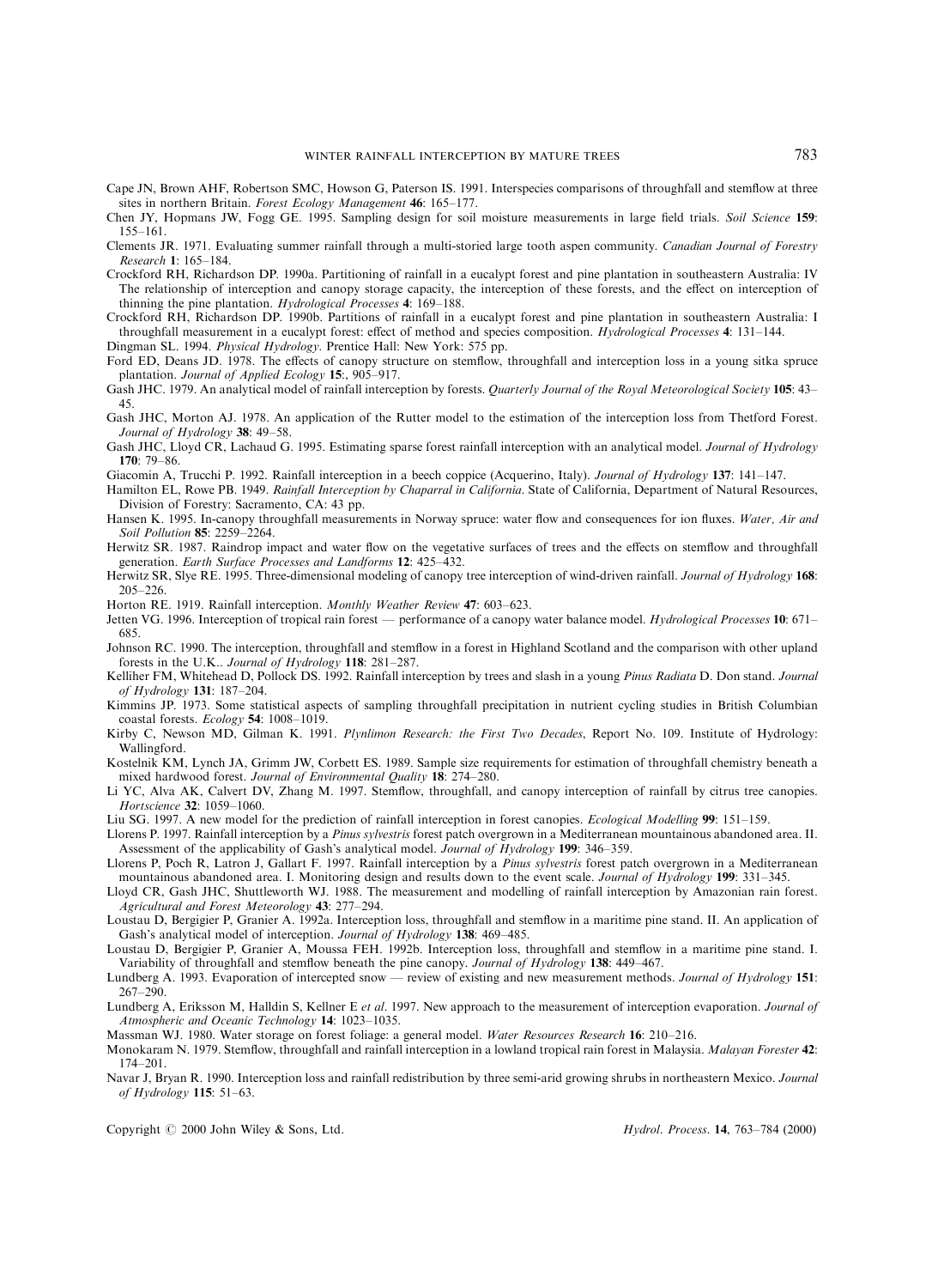Cape JN, Brown AHF, Robertson SMC, Howson G, Paterson IS. 1991. Interspecies comparisons of throughfall and stemflow at three sites in northern Britain. *Forest Ecology Management* **46**: 165–177.

Chen JY, Hopmans JW, Fogg GE. 1995. Sampling design for soil moisture measurements in large field trials. *Soil Science* **159**: 155–161.

Clements JR. 1971. Evaluating summer rainfall through a multi-storied large tooth aspen community. *Canadian Journal of Forestry Research* **1**: 165–184.

Crockford RH, Richardson DP. 1990a. Partitioning of rainfall in a eucalypt forest and pine plantation in southeastern Australia: IV The relationship of interception and canopy storage capacity, the interception of these forests, and the effect on interception of thinning the pine plantation. *Hydrological Processes* **4**: 169–188.

Crockford RH, Richardson DP. 1990b. Partitions of rainfall in a eucalypt forest and pine plantation in southeastern Australia: I throughfall measurement in a eucalypt forest: effect of method and species composition. *Hydrological Processes* **4**: 131–144.

Dingman SL. 1994. *Physical Hydrology*. Prentice Hall: New York: 575 pp.

Ford ED, Deans JD. 1978. The effects of canopy structure on stemflow, throughfall and interception loss in a young sitka spruce plantation. *Journal of Applied Ecology* **15**:, 905–917.

Gash JHC. 1979. An analytical model of rainfall interception by forests. *Quarterly Journal of the Royal Meteorological Society* **105**: 43–45.

Gash JHC, Morton AJ. 1978. An application of the Rutter model to the estimation of the interception loss from Thetford Forest. *Journal of Hydrology* **38**: 49–58.

Gash JHC, Lloyd CR, Lachaud G. 1995. Estimating sparse forest rainfall interception with an analytical model. *Journal of Hydrology* **170**: 79–86.

Giacomin A, Trucchi P. 1992. Rainfall interception in a beech coppice (Acquerino, Italy). *Journal of Hydrology* **137**: 141–147.

Hamilton EL, Rowe PB. 1949. *Rainfall Interception by Chaparral in California*. State of California, Department of Natural Resources, Division of Forestry: Sacramento, CA: 43 pp.

Hansen K. 1995. In-canopy throughfall measurements in Norway spruce: water flow and consequences for ion fluxes. *Water, Air and Soil Pollution* **85**: 2259–2264.

Herwitz SR. 1987. Raindrop impact and water flow on the vegetative surfaces of trees and the effects on stemflow and throughfall generation. *Earth Surface Processes and Landforms* **12**: 425–432.

Herwitz SR, Slye RE. 1995. Three-dimensional modeling of canopy tree interception of wind-driven rainfall. *Journal of Hydrology* **168**: 205–226.

Horton RE. 1919. Rainfall interception. *Monthly Weather Review* **47**: 603–623.

Jetten VG. 1996. Interception of tropical rain forest — performance of a canopy water balance model. *Hydrological Processes* **10**: 671–685.

Johnson RC. 1990. The interception, throughfall and stemflow in a forest in Highland Scotland and the comparison with other upland forests in the U.K.. *Journal of Hydrology* **118**: 281–287.

Kelliher FM, Whitehead D, Pollock DS. 1992. Rainfall interception by trees and slash in a young *Pinus Radiata* D. Don stand. *Journal of Hydrology* **131**: 187–204.

Kimmins JP. 1973. Some statistical aspects of sampling throughfall precipitation in nutrient cycling studies in British Columbian coastal forests. *Ecology* **54**: 1008–1019.

Kirby C, Newson MD, Gilman K. 1991. *Plynlimon Research: the First Two Decades*, Report No. 109. Institute of Hydrology: Wallingford.

Kostelnik KM, Lynch JA, Grimm JW, Corbett ES. 1989. Sample size requirements for estimation of throughfall chemistry beneath a mixed hardwood forest. *Journal of Environmental Quality* **18**: 274–280.

Li YC, Alva AK, Calvert DV, Zhang M. 1997. Stemflow, throughfall, and canopy interception of rainfall by citrus tree canopies. *Hortscience* **32**: 1059–1060.

Liu SG. 1997. A new model for the prediction of rainfall interception in forest canopies. *Ecological Modelling* **99**: 151–159.

Llorens P. 1997. Rainfall interception by a *Pinus sylvestris* forest patch overgrown in a Mediterranean mountainous abandoned area. II. Assessment of the applicability of Gash's analytical model. *Journal of Hydrology* **199**: 346–359.

Llorens P, Poch R, Latron J, Gallart F. 1997. Rainfall interception by a *Pinus sylvestris* forest patch overgrown in a Mediterranean mountainous abandoned area. I. Monitoring design and results down to the event scale. *Journal of Hydrology* **199**: 331–345.

Lloyd CR, Gash JHC, Shuttleworth WJ. 1988. The measurement and modelling of rainfall interception by Amazonian rain forest. *Agricultural and Forest Meteorology* **43**: 277–294.

Loustau D, Bergigier P, Granier A. 1992a. Interception loss, throughfall and stemflow in a maritime pine stand. II. An application of Gash's analytical model of interception. *Journal of Hydrology* **138**: 469–485.

Loustau D, Bergigier P, Granier A, Moussa FEH. 1992b. Interception loss, throughfall and stemflow in a maritime pine stand. I. Variability of throughfall and stemflow beneath the pine canopy. *Journal of Hydrology* **138**: 449–467.

Lundberg A. 1993. Evaporation of intercepted snow — review of existing and new measurement methods. *Journal of Hydrology* **151**: 267–290.

Lundberg A, Eriksson M, Halldin S, Kellner E *et al*. 1997. New approach to the measurement of interception evaporation. *Journal of Atmospheric and Oceanic Technology* **14**: 1023–1035.

Massman WJ. 1980. Water storage on forest foliage: a general model. *Water Resources Research* **16**: 210–216.

Monokaram N. 1979. Stemflow, throughfall and rainfall interception in a lowland tropical rain forest in Malaysia. *Malayan Forester* **42**: 174–201.

Navar J, Bryan R. 1990. Interception loss and rainfall redistribution by three semi-arid growing shrubs in northeastern Mexico. *Journal of Hydrology* **115**: 51–63.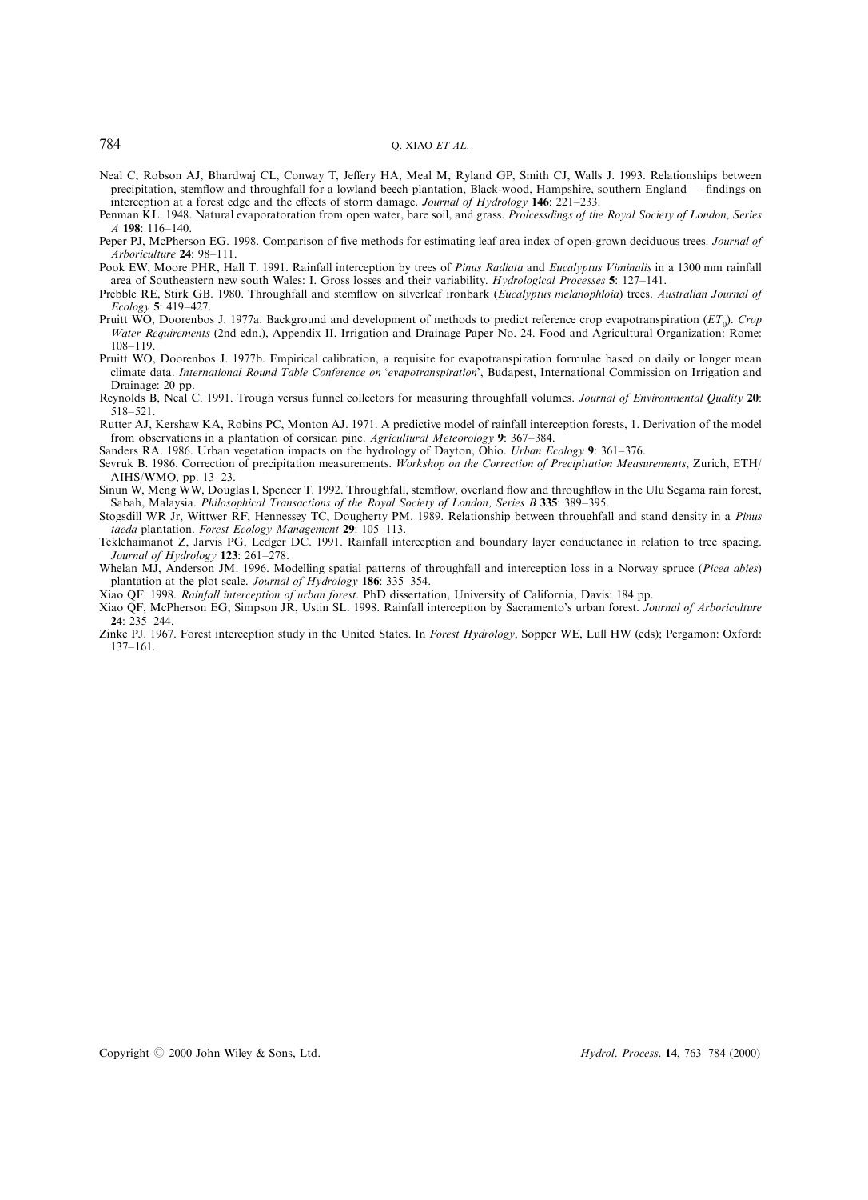Neal C, Robson AJ, Bhardwaj CL, Conway T, Jeffery HA, Meal M, Ryland GP, Smith CJ, Walls J. 1993. Relationships between precipitation, stemflow and throughfall for a lowland beech plantation, Black-wood, Hampshire, southern England — findings on interception at a forest edge and the effects of storm damage. *Journal of Hydrology* **146**: 221–233.

Penman KL. 1948. Natural evaporatoration from open water, bare soil, and grass. *Prolcessdings of the Royal Society of London, Series A* **198**: 116–140.

Peper PJ, McPherson EG. 1998. Comparison of five methods for estimating leaf area index of open-grown deciduous trees. *Journal of Arboriculture* **24**: 98–111.

Pook EW, Moore PHR, Hall T. 1991. Rainfall interception by trees of *Pinus Radiata* and *Eucalyptus Viminalis* in a 1300 mm rainfall area of Southeastern new south Wales: I. Gross losses and their variability. *Hydrological Processes* **5**: 127–141.

Prebble RE, Stirk GB. 1980. Throughfall and stemflow on silverleaf ironbark (*Eucalyptus melanophloia*) trees. *Australian Journal of Ecology* **5**: 419–427.

Pruitt WO, Doorenbos J. 1977a. Background and development of methods to predict reference crop evapotranspiration ($ET_0$). *Crop Water Requirements* (2nd edn.), Appendix II, Irrigation and Drainage Paper No. 24. Food and Agricultural Organization: Rome: 108–119.

Pruitt WO, Doorenbos J. 1977b. Empirical calibration, a requisite for evapotranspiration formulae based on daily or longer mean climate data. *International Round Table Conference on 'evapotranspiration'*, Budapest, International Commission on Irrigation and Drainage: 20 pp.

Reynolds B, Neal C. 1991. Trough versus funnel collectors for measuring throughfall volumes. *Journal of Environmental Quality* **20**: 518–521.

Rutter AJ, Kershaw KA, Robins PC, Monton AJ. 1971. A predictive model of rainfall interception forests, 1. Derivation of the model from observations in a plantation of corsican pine. *Agricultural Meteorology* **9**: 367–384.

Sanders RA. 1986. Urban vegetation impacts on the hydrology of Dayton, Ohio. *Urban Ecology* **9**: 361–376.

Sevruk B. 1986. Correction of precipitation measurements. *Workshop on the Correction of Precipitation Measurements*, Zurich, ETH/AIHS/WMO, pp. 13–23.

Sinun W, Meng WW, Douglas I, Spencer T. 1992. Throughfall, stemflow, overland flow and throughflow in the Ulu Segama rain forest, Sabah, Malaysia. *Philosophical Transactions of the Royal Society of London, Series B* **335**: 389–395.

Stogsdill WR Jr, Wittwer RF, Hennessey TC, Dougherty PM. 1989. Relationship between throughfall and stand density in a *Pinus taeda* plantation. *Forest Ecology Management* **29**: 105–113.

Teklehaimanot Z, Jarvis PG, Ledger DC. 1991. Rainfall interception and boundary layer conductance in relation to tree spacing. *Journal of Hydrology* **123**: 261–278.

Whelan MJ, Anderson JM. 1996. Modelling spatial patterns of throughfall and interception loss in a Norway spruce (*Picea abies*) plantation at the plot scale. *Journal of Hydrology* **186**: 335–354.

Xiao QF. 1998. *Rainfall interception of urban forest*. PhD dissertation, University of California, Davis: 184 pp.

Xiao QF, McPherson EG, Simpson JR, Ustin SL. 1998. Rainfall interception by Sacramento's urban forest. *Journal of Arboriculture* **24**: 235–244.

Zinke PJ. 1967. Forest interception study in the United States. In *Forest Hydrology*, Sopper WE, Lull HW (eds); Pergamon: Oxford: 137–161.